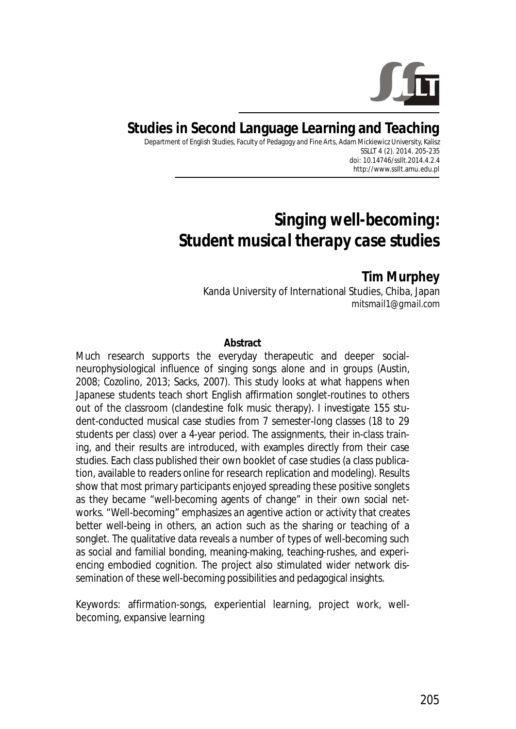**Studies in Second Language Learning and Teaching**

Department of English Studies, Faculty of Pedagogy and Fine Arts, Adam Mickiewicz University, Kalisz
SSLLT 4 (2). 2014. 205-235
doi: 10.14746/ssllt.2014.4.2.4
http://www.ssllt.amu.edu.pl

# Singing well-becoming: Student musical therapy case studies

**Tim Murphey**
Kanda University of International Studies, Chiba, Japan
mitsmail1@gmail.com

**Abstract**

Much research supports the everyday therapeutic and deeper social-neurophysiological influence of singing songs alone and in groups (Austin, 2008; Cozolino, 2013; Sacks, 2007). This study looks at what happens when Japanese students teach short English affirmation songlet-routines to others out of the classroom (clandestine folk music therapy). I investigate 155 student-conducted musical case studies from 7 semester-long classes (18 to 29 students per class) over a 4-year period. The assignments, their in-class training, and their results are introduced, with examples directly from their case studies. Each class published their own booklet of case studies (a class publication, available to readers online for research replication and modeling). Results show that most primary participants enjoyed spreading these positive songlets as they became "well-becoming agents of change" in their own social networks. "Well-becoming" emphasizes an agentive action or activity that creates better well-being in others, an action such as the sharing or teaching of a songlet. The qualitative data reveals a number of types of well-becoming such as social and familial bonding, meaning-making, teaching-rushes, and experiencing embodied cognition. The project also stimulated wider network dissemination of these well-becoming possibilities and pedagogical insights.

Keywords: affirmation-songs, experiential learning, project work, well-becoming, expansive learning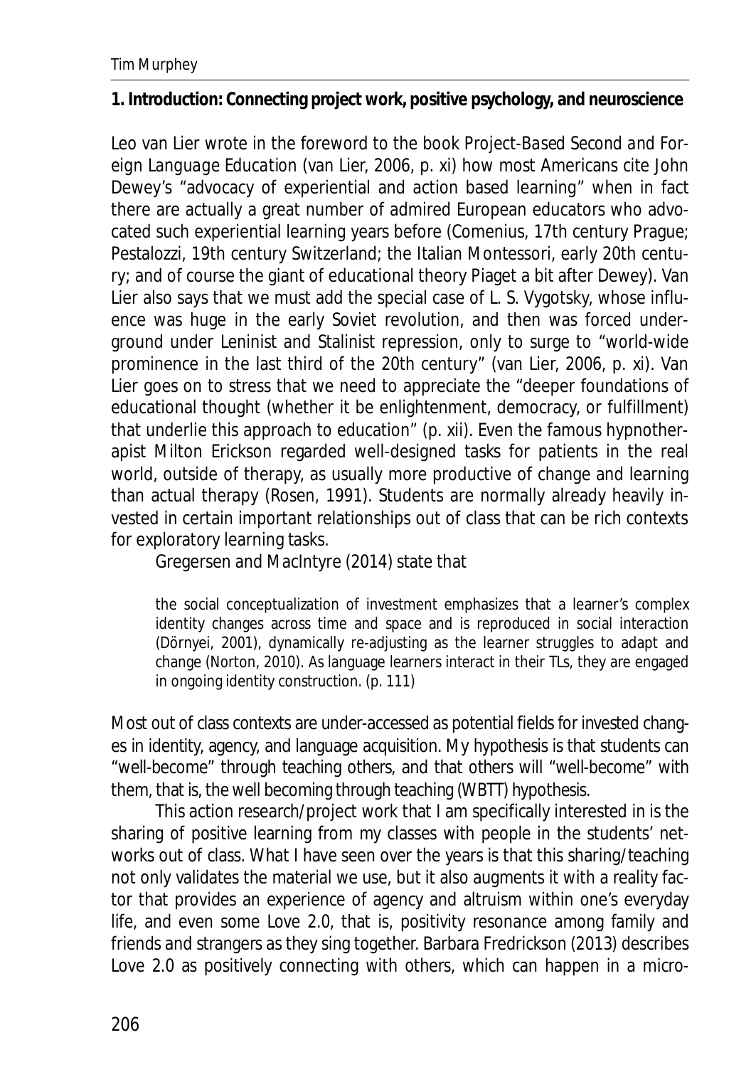## 1. Introduction: Connecting project work, positive psychology, and neuroscience

Leo van Lier wrote in the foreword to the book *Project-Based Second and Foreign Language Education* (van Lier, 2006, p. xi) how most Americans cite John Dewey's "advocacy of experiential and action based learning" when in fact there are actually a great number of admired European educators who advocated such experiential learning years before (Comenius, 17th century Prague; Pestalozzi, 19th century Switzerland; the Italian Montessori, early 20th century; and of course the giant of educational theory Piaget a bit after Dewey). Van Lier also says that we must add the special case of L. S. Vygotsky, whose influence was huge in the early Soviet revolution, and then was forced underground under Leninist and Stalinist repression, only to surge to "world-wide prominence in the last third of the 20th century" (van Lier, 2006, p. xi). Van Lier goes on to stress that we need to appreciate the "deeper foundations of educational thought (whether it be enlightenment, democracy, or fulfillment) that underlie this approach to education" (p. xii). Even the famous hypnotherapist Milton Erickson regarded well-designed tasks for patients in the real world, outside of therapy, as usually more productive of change and learning than actual therapy (Rosen, 1991). Students are normally already heavily invested in certain important relationships out of class that can be rich contexts for exploratory learning tasks.

Gregersen and MacIntyre (2014) state that

> the social conceptualization of investment emphasizes that a learner's complex identity changes across time and space and is reproduced in social interaction (Dörnyei, 2001), dynamically re-adjusting as the learner struggles to adapt and change (Norton, 2010). As language learners interact in their TLs, they are engaged in ongoing identity construction. (p. 111)

Most out of class contexts are under-accessed as potential fields for invested changes in identity, agency, and language acquisition. My hypothesis is that students can "well-become" through teaching others, and that others will "well-become" with them, that is, the well becoming through teaching (WBTT) hypothesis.

This action research/project work that I am specifically interested in is the sharing of positive learning from my classes with people in the students' networks out of class. What I have seen over the years is that this sharing/teaching not only validates the material we use, but it also augments it with a reality factor that provides an experience of agency and altruism within one's everyday life, and even some Love 2.0, that is, positivity resonance among family and friends and strangers as they sing together. Barbara Fredrickson (2013) describes Love 2.0 as positively connecting with others, which can happen in a micro-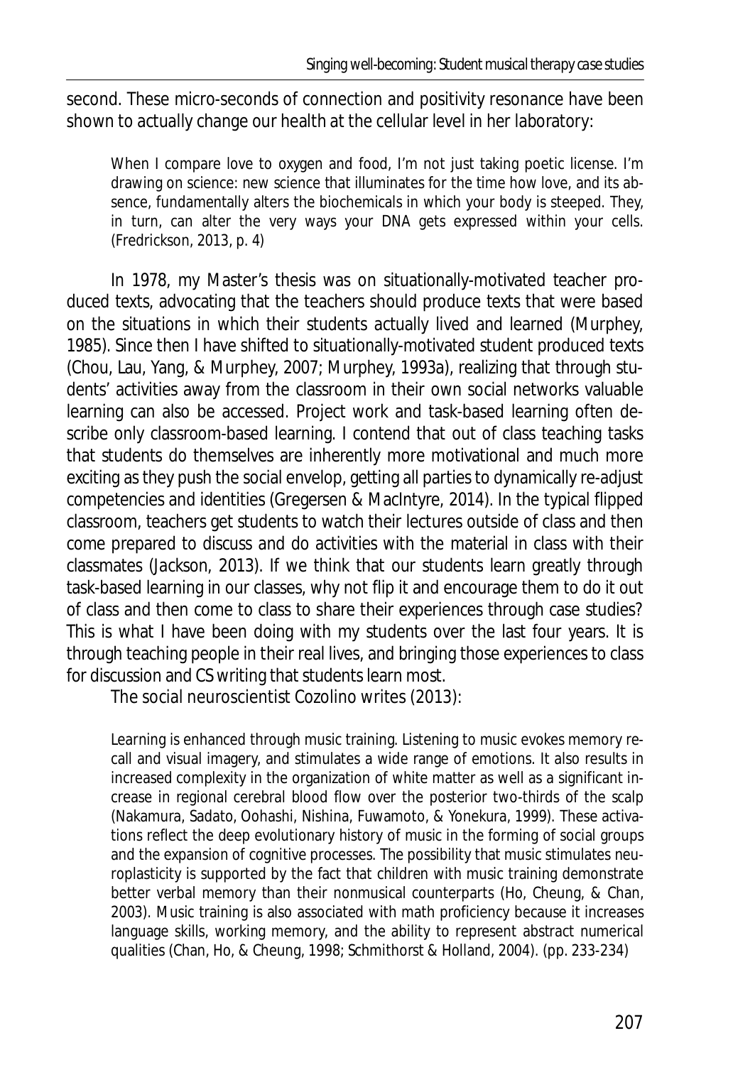second. These micro-seconds of connection and positivity resonance have been shown to actually change our health at the cellular level in her laboratory:

> When I compare love to oxygen and food, I'm not just taking poetic license. I'm drawing on science: new science that illuminates for the time how love, and its absence, fundamentally alters the biochemicals in which your body is steeped. They, in turn, can alter the very ways your DNA gets expressed within your cells. (Fredrickson, 2013, p. 4)

In 1978, my Master's thesis was on situationally-motivated teacher produced texts, advocating that the teachers should produce texts that were based on the situations in which their students actually lived and learned (Murphey, 1985). Since then I have shifted to situationally-motivated student produced texts (Chou, Lau, Yang, & Murphey, 2007; Murphey, 1993a), realizing that through students' activities away from the classroom in their own social networks valuable learning can also be accessed. Project work and task-based learning often describe only classroom-based learning. I contend that out of class teaching tasks that students do themselves are inherently more motivational and much more exciting as they push the social envelop, getting all parties to dynamically re-adjust competencies and identities (Gregersen & MacIntyre, 2014). In the typical flipped classroom, teachers get students to watch their lectures outside of class and then come prepared to discuss and do activities with the material in class with their classmates (Jackson, 2013). If we think that our students learn greatly through task-based learning in our classes, why not flip it and encourage them to do it out of class and then come to class to share their experiences through case studies? This is what I have been doing with my students over the last four years. It is through teaching people in their real lives, and bringing those experiences to class for discussion and CS writing that students learn most.

The social neuroscientist Cozolino writes (2013):

> Learning is enhanced through music training. Listening to music evokes memory recall and visual imagery, and stimulates a wide range of emotions. It also results in increased complexity in the organization of white matter as well as a significant increase in regional cerebral blood flow over the posterior two-thirds of the scalp (Nakamura, Sadato, Oohashi, Nishina, Fuwamoto, & Yonekura, 1999). These activations reflect the deep evolutionary history of music in the forming of social groups and the expansion of cognitive processes. The possibility that music stimulates neuroplasticity is supported by the fact that children with music training demonstrate better verbal memory than their nonmusical counterparts (Ho, Cheung, & Chan, 2003). Music training is also associated with math proficiency because it increases language skills, working memory, and the ability to represent abstract numerical qualities (Chan, Ho, & Cheung, 1998; Schmithorst & Holland, 2004). (pp. 233-234)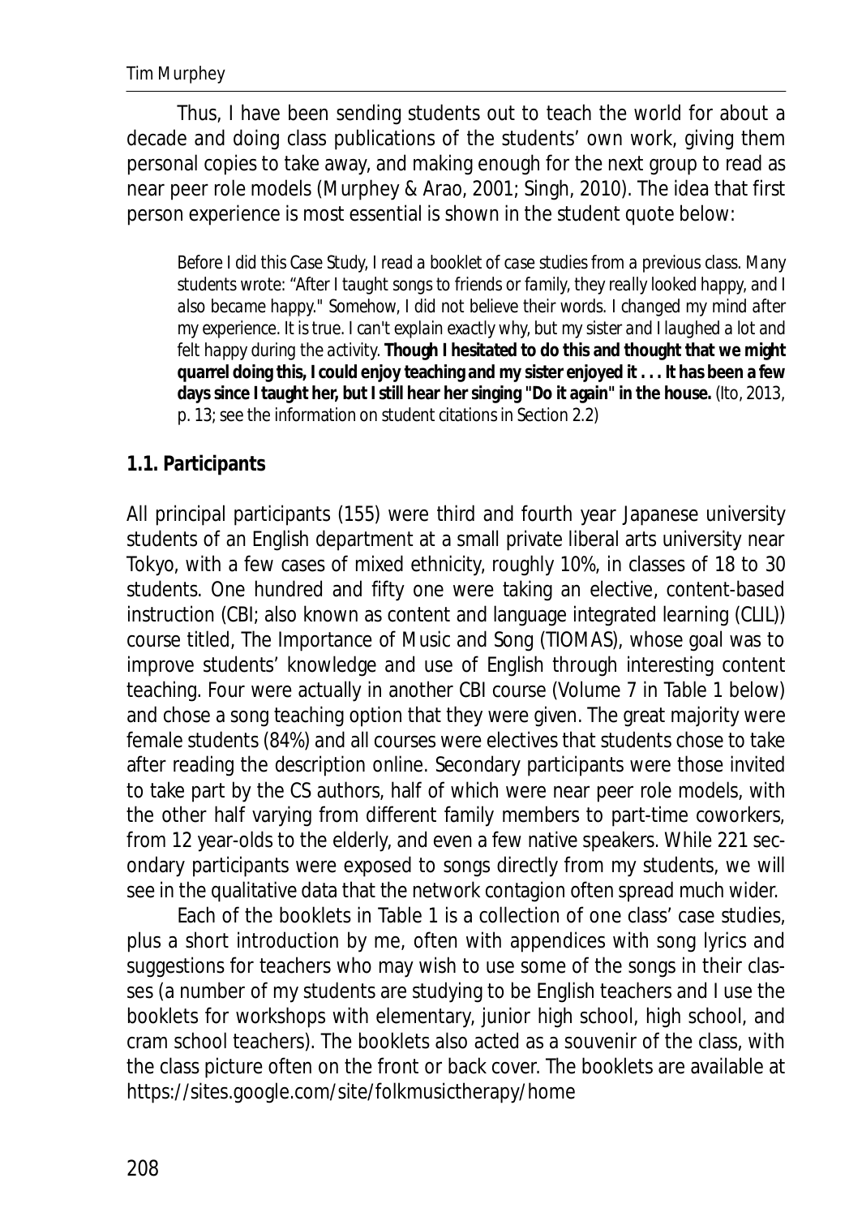Thus, I have been sending students out to teach the world for about a decade and doing class publications of the students' own work, giving them personal copies to take away, and making enough for the next group to read as near peer role models (Murphey & Arao, 2001; Singh, 2010). The idea that first person experience is most essential is shown in the student quote below:

> *Before I did this Case Study, I read a booklet of case studies from a previous class. Many students wrote: "After I taught songs to friends or family, they really looked happy, and I also became happy." Somehow, I did not believe their words. I changed my mind after my experience. It is true. I can't explain exactly why, but my sister and I laughed a lot and felt happy during the activity.* ***Though I hesitated to do this and thought that we might quarrel doing this, I could enjoy teaching and my sister enjoyed it . . . It has been a few days since I taught her, but I still hear her singing "Do it again" in the house.*** (Ito, 2013, p. 13; see the information on student citations in Section 2.2)

## 1.1. Participants

All principal participants (155) were third and fourth year Japanese university students of an English department at a small private liberal arts university near Tokyo, with a few cases of mixed ethnicity, roughly 10%, in classes of 18 to 30 students. One hundred and fifty one were taking an elective, content-based instruction (CBI; also known as content and language integrated learning (CLIL)) course titled, The Importance of Music and Song (TIOMAS), whose goal was to improve students' knowledge and use of English through interesting content teaching. Four were actually in another CBI course (Volume 7 in Table 1 below) and chose a song teaching option that they were given. The great majority were female students (84%) and all courses were electives that students chose to take after reading the description online. Secondary participants were those invited to take part by the CS authors, half of which were near peer role models, with the other half varying from different family members to part-time coworkers, from 12 year-olds to the elderly, and even a few native speakers. While 221 secondary participants were exposed to songs directly from my students, we will see in the qualitative data that the network contagion often spread much wider.

Each of the booklets in Table 1 is a collection of one class' case studies, plus a short introduction by me, often with appendices with song lyrics and suggestions for teachers who may wish to use some of the songs in their classes (a number of my students are studying to be English teachers and I use the booklets for workshops with elementary, junior high school, high school, and cram school teachers). The booklets also acted as a souvenir of the class, with the class picture often on the front or back cover. The booklets are available at https://sites.google.com/site/folkmusictherapy/home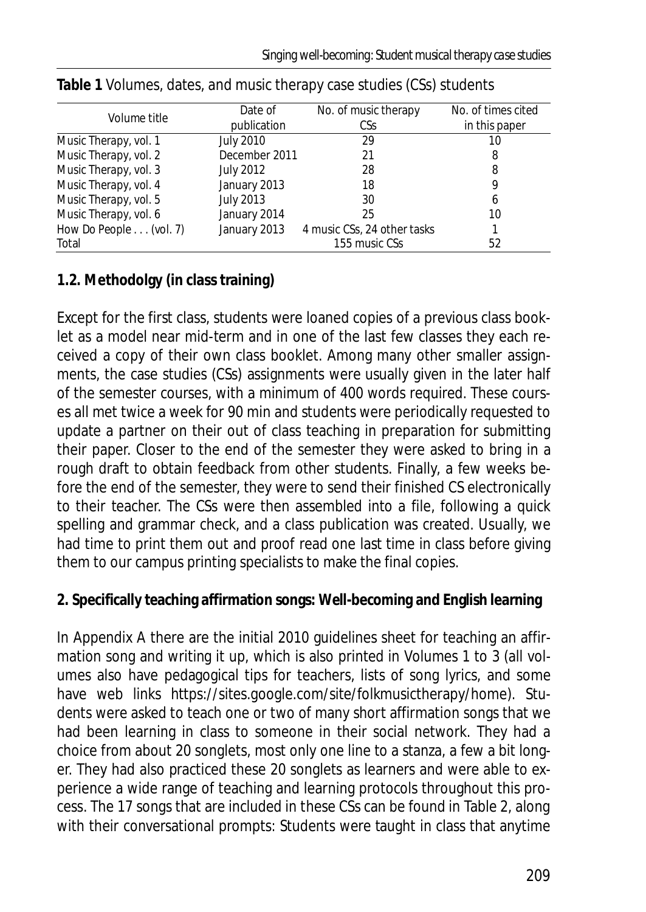**Table 1** Volumes, dates, and music therapy case studies (CSs) students

| Volume title | Date of publication | No. of music therapy CSs | No. of times cited in this paper |
|---|---|---|---|
| Music Therapy, vol. 1 | July 2010 | 29 | 10 |
| Music Therapy, vol. 2 | December 2011 | 21 | 8 |
| Music Therapy, vol. 3 | July 2012 | 28 | 8 |
| Music Therapy, vol. 4 | January 2013 | 18 | 9 |
| Music Therapy, vol. 5 | July 2013 | 30 | 6 |
| Music Therapy, vol. 6 | January 2014 | 25 | 10 |
| How Do People . . . (vol. 7) | January 2013 | 4 music CSs, 24 other tasks | 1 |
| Total | | 155 music CSs | 52 |

### 1.2. Methodolgy (in class training)

Except for the first class, students were loaned copies of a previous class booklet as a model near mid-term and in one of the last few classes they each received a copy of their own class booklet. Among many other smaller assignments, the case studies (CSs) assignments were usually given in the later half of the semester courses, with a minimum of 400 words required. These courses all met twice a week for 90 min and students were periodically requested to update a partner on their out of class teaching in preparation for submitting their paper. Closer to the end of the semester they were asked to bring in a rough draft to obtain feedback from other students. Finally, a few weeks before the end of the semester, they were to send their finished CS electronically to their teacher. The CSs were then assembled into a file, following a quick spelling and grammar check, and a class publication was created. Usually, we had time to print them out and proof read one last time in class before giving them to our campus printing specialists to make the final copies.

## 2. Specifically teaching affirmation songs: Well-becoming and English learning

In Appendix A there are the initial 2010 guidelines sheet for teaching an affirmation song and writing it up, which is also printed in Volumes 1 to 3 (all volumes also have pedagogical tips for teachers, lists of song lyrics, and some have web links https://sites.google.com/site/folkmusictherapy/home). Students were asked to teach one or two of many short affirmation songs that we had been learning in class to someone in their social network. They had a choice from about 20 songlets, most only one line to a stanza, a few a bit longer. They had also practiced these 20 songlets as learners and were able to experience a wide range of teaching and learning protocols throughout this process. The 17 songs that are included in these CSs can be found in Table 2, along with their conversational prompts: Students were taught in class that anytime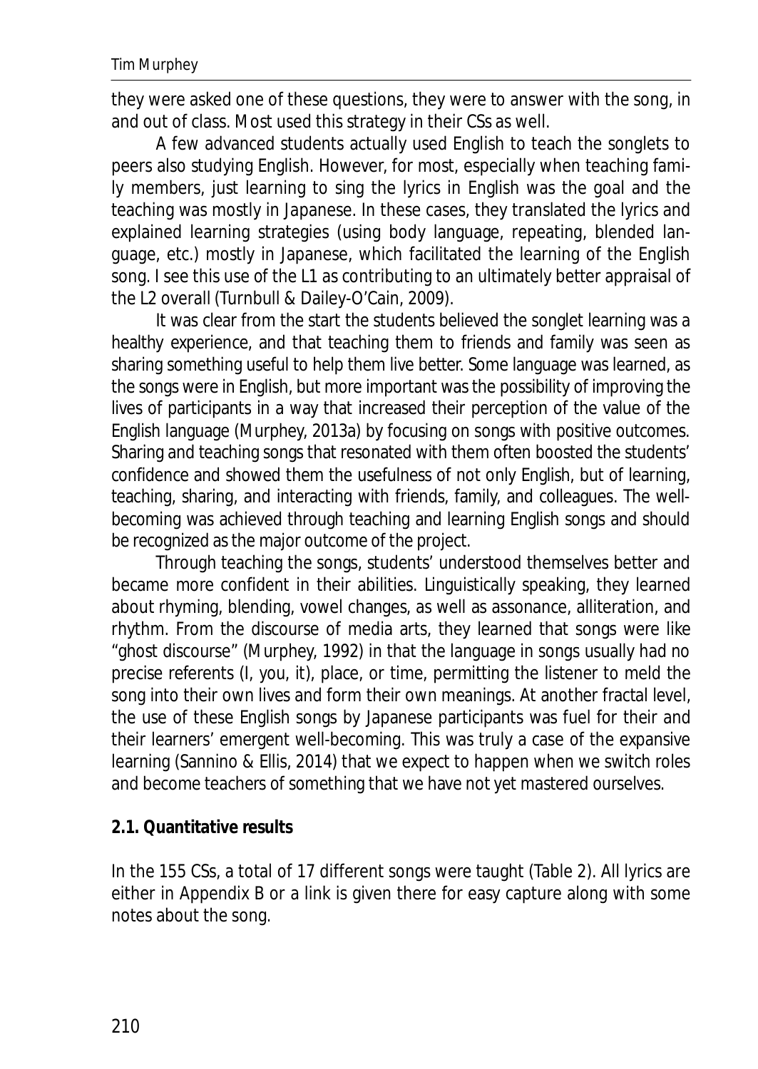they were asked one of these questions, they were to answer with the song, in and out of class. Most used this strategy in their CSs as well.

A few advanced students actually used English to teach the songlets to peers also studying English. However, for most, especially when teaching family members, just learning to sing the lyrics in English was the goal and the teaching was mostly in Japanese. In these cases, they translated the lyrics and explained learning strategies (using body language, repeating, blended language, etc.) mostly in Japanese, which facilitated the learning of the English song. I see this use of the L1 as contributing to an ultimately better appraisal of the L2 overall (Turnbull & Dailey-O'Cain, 2009).

It was clear from the start the students believed the songlet learning was a healthy experience, and that teaching them to friends and family was seen as sharing something useful to help them live better. Some language was learned, as the songs were in English, but more important was the possibility of improving the lives of participants in a way that increased their perception of the value of the English language (Murphey, 2013a) by focusing on songs with positive outcomes. Sharing and teaching songs that resonated with them often boosted the students' confidence and showed them the usefulness of not only English, but of learning, teaching, sharing, and interacting with friends, family, and colleagues. The well-becoming was achieved through teaching and learning English songs and should be recognized as the major outcome of the project.

Through teaching the songs, students' understood themselves better and became more confident in their abilities. Linguistically speaking, they learned about rhyming, blending, vowel changes, as well as assonance, alliteration, and rhythm. From the discourse of media arts, they learned that songs were like "ghost discourse" (Murphey, 1992) in that the language in songs usually had no precise referents (I, you, it), place, or time, permitting the listener to meld the song into their own lives and form their own meanings. At another fractal level, the use of these English songs by Japanese participants was fuel for their and their learners' emergent well-becoming. This was truly a case of the expansive learning (Sannino & Ellis, 2014) that we expect to happen when we switch roles and become teachers of something that we have not yet mastered ourselves.

### 2.1. Quantitative results

In the 155 CSs, a total of 17 different songs were taught (Table 2). All lyrics are either in Appendix B or a link is given there for easy capture along with some notes about the song.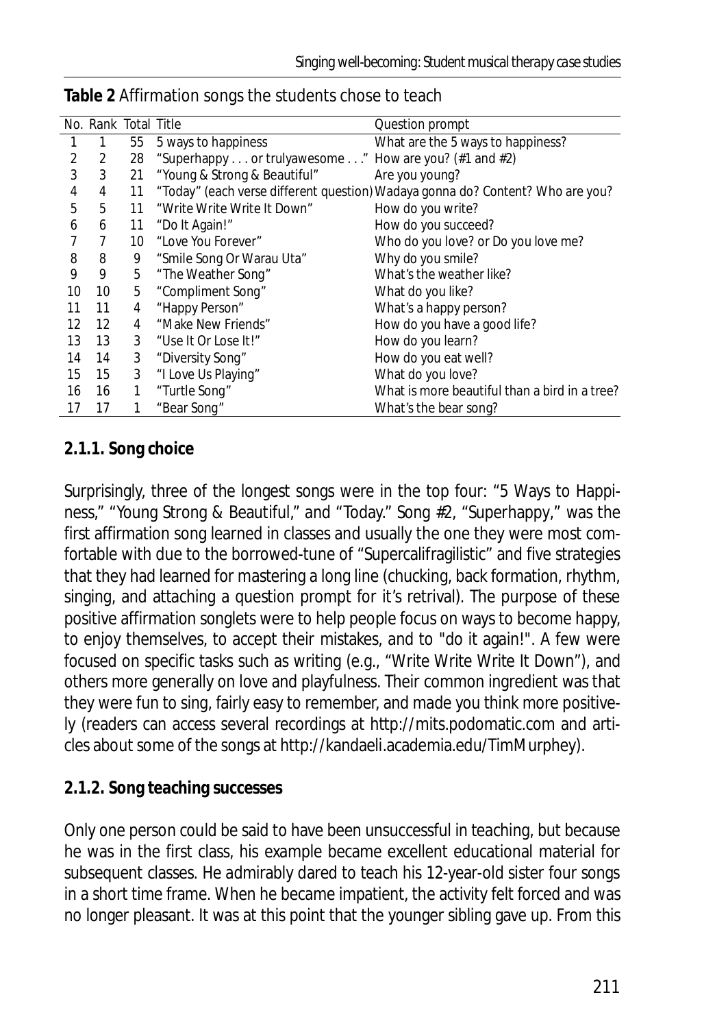**Table 2** Affirmation songs the students chose to teach

| No. | Rank | Total | Title | Question prompt |
|---|---|---|---|---|
| 1 | 1 | 55 | 5 ways to happiness | What are the 5 ways to happiness? |
| 2 | 2 | 28 | "Superhappy . . . or trulyawesome . . ." | How are you? (#1 and #2) |
| 3 | 3 | 21 | "Young & Strong & Beautiful" | Are you young? |
| 4 | 4 | 11 | "Today" (each verse different question) | Wadaya gonna do? Content? Who are you? |
| 5 | 5 | 11 | "Write Write Write It Down" | How do you write? |
| 6 | 6 | 11 | "Do It Again!" | How do you succeed? |
| 7 | 7 | 10 | "Love You Forever" | Who do you love? or Do you love me? |
| 8 | 8 | 9 | "Smile Song Or Warau Uta" | Why do you smile? |
| 9 | 9 | 5 | "The Weather Song" | What's the weather like? |
| 10 | 10 | 5 | "Compliment Song" | What do you like? |
| 11 | 11 | 4 | "Happy Person" | What's a happy person? |
| 12 | 12 | 4 | "Make New Friends" | How do you have a good life? |
| 13 | 13 | 3 | "Use It Or Lose It!" | How do you learn? |
| 14 | 14 | 3 | "Diversity Song" | How do you eat well? |
| 15 | 15 | 3 | "I Love Us Playing" | What do you love? |
| 16 | 16 | 1 | "Turtle Song" | What is more beautiful than a bird in a tree? |
| 17 | 17 | 1 | "Bear Song" | What's the bear song? |

#### 2.1.1. Song choice

Surprisingly, three of the longest songs were in the top four: "5 Ways to Happiness," "Young Strong & Beautiful," and "Today." Song #2, "Superhappy," was the first affirmation song learned in classes and usually the one they were most comfortable with due to the borrowed-tune of "Supercalifragilistic" and five strategies that they had learned for mastering a long line (chucking, back formation, rhythm, singing, and attaching a question prompt for it's retrival). The purpose of these positive affirmation songlets were to help people focus on ways to become happy, to enjoy themselves, to accept their mistakes, and to "do it again!". A few were focused on specific tasks such as writing (e.g., "Write Write Write It Down"), and others more generally on love and playfulness. Their common ingredient was that they were fun to sing, fairly easy to remember, and made you think more positively (readers can access several recordings at http://mits.podomatic.com and articles about some of the songs at http://kandaeli.academia.edu/TimMurphey).

#### 2.1.2. Song teaching successes

Only one person could be said to have been unsuccessful in teaching, but because he was in the first class, his example became excellent educational material for subsequent classes. He admirably dared to teach his 12-year-old sister four songs in a short time frame. When he became impatient, the activity felt forced and was no longer pleasant. It was at this point that the younger sibling gave up. From this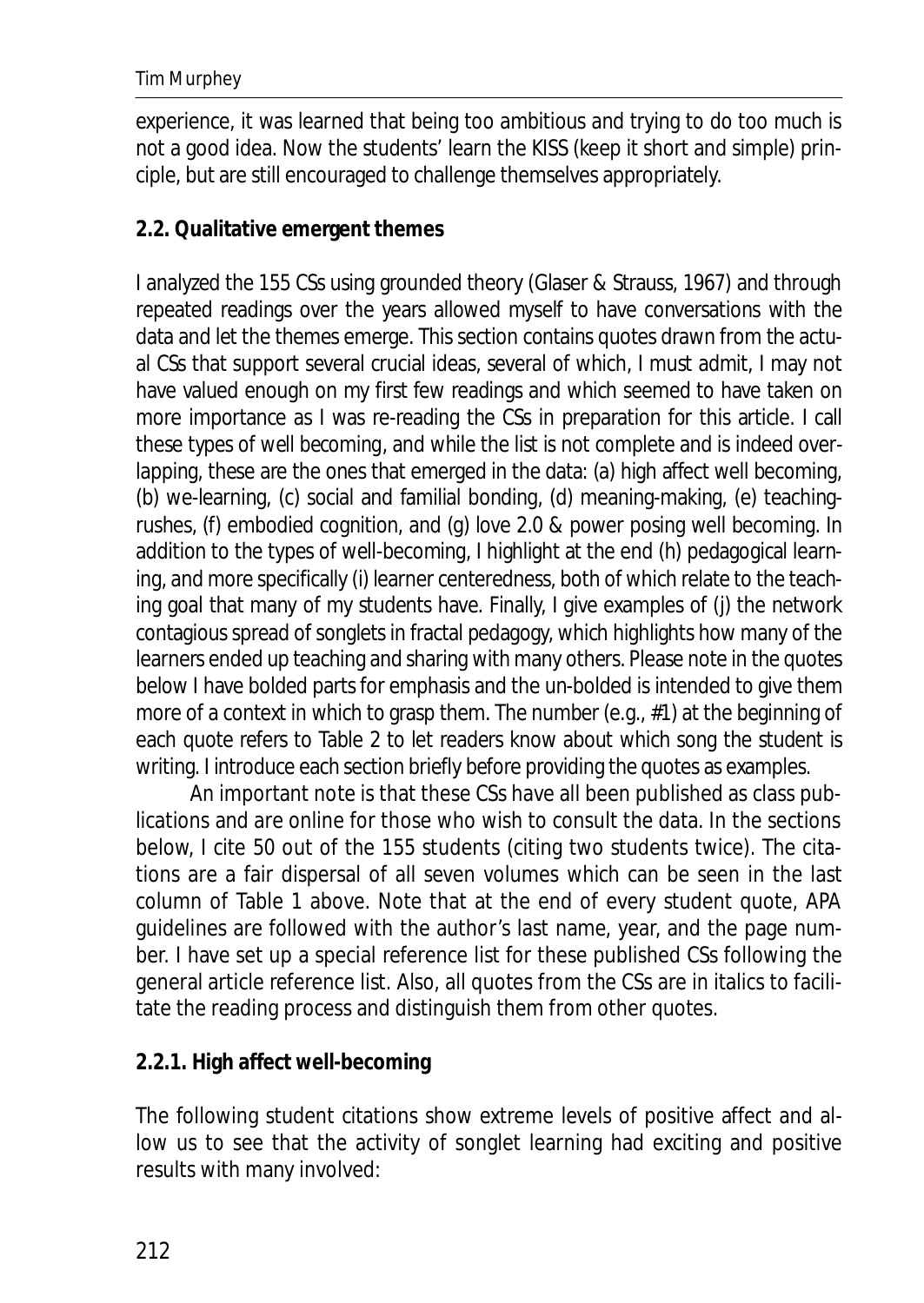experience, it was learned that being too ambitious and trying to do too much is not a good idea. Now the students' learn the KISS (keep it short and simple) principle, but are still encouraged to challenge themselves appropriately.

### 2.2. Qualitative emergent themes

I analyzed the 155 CSs using grounded theory (Glaser & Strauss, 1967) and through repeated readings over the years allowed myself to have conversations with the data and let the themes emerge. This section contains quotes drawn from the actual CSs that support several crucial ideas, several of which, I must admit, I may not have valued enough on my first few readings and which seemed to have taken on more importance as I was re-reading the CSs in preparation for this article. I call these types of well becoming, and while the list is not complete and is indeed overlapping, these are the ones that emerged in the data: (a) high affect well becoming, (b) we-learning, (c) social and familial bonding, (d) meaning-making, (e) teaching-rushes, (f) embodied cognition, and (g) love 2.0 & power posing well becoming. In addition to the types of well-becoming, I highlight at the end (h) pedagogical learning, and more specifically (i) learner centeredness, both of which relate to the teaching goal that many of my students have. Finally, I give examples of (j) the network contagious spread of songlets in fractal pedagogy, which highlights how many of the learners ended up teaching and sharing with many others. Please note in the quotes below I have bolded parts for emphasis and the un-bolded is intended to give them more of a context in which to grasp them. The number (e.g., #1) at the beginning of each quote refers to Table 2 to let readers know about which song the student is writing. I introduce each section briefly before providing the quotes as examples.

An important note is that these CSs have all been published as class publications and are online for those who wish to consult the data. In the sections below, I cite 50 out of the 155 students (citing two students twice). The citations are a fair dispersal of all seven volumes which can be seen in the last column of Table 1 above. Note that at the end of every student quote, APA guidelines are followed with the author's last name, year, and the page number. I have set up a special reference list for these published CSs following the general article reference list. Also, all quotes from the CSs are in italics to facilitate the reading process and distinguish them from other quotes.

#### 2.2.1. High affect well-becoming

The following student citations show extreme levels of positive affect and allow us to see that the activity of songlet learning had exciting and positive results with many involved: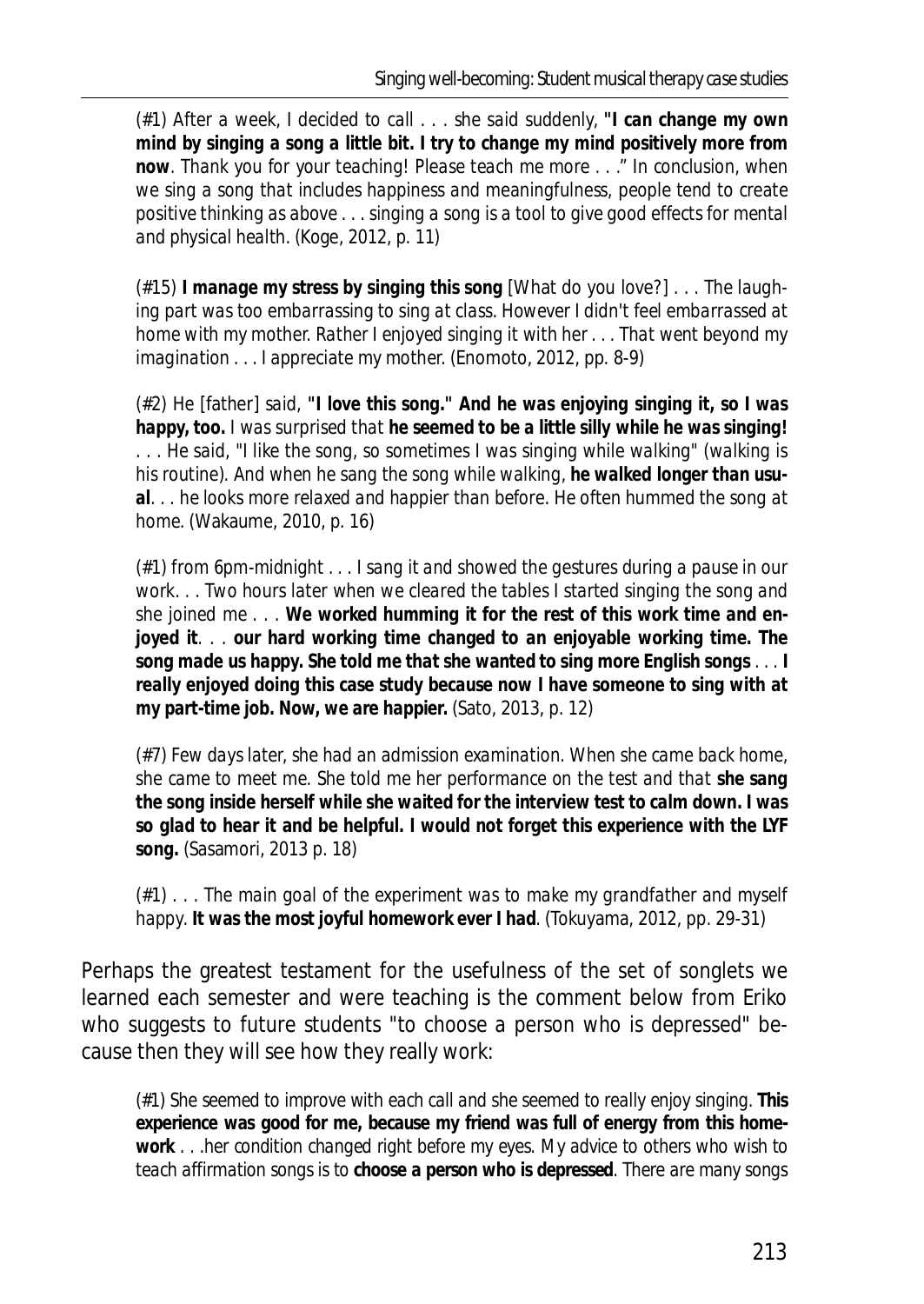> *(#1) After a week, I decided to call . . . she said suddenly,* **"I can change my own mind by singing a song a little bit. I try to change my mind positively more from now**. *Thank you for your teaching! Please teach me more . . ." In conclusion, when we sing a song that includes happiness and meaningfulness, people tend to create positive thinking as above . . . singing a song is a tool to give good effects for mental and physical health.* (Koge, 2012, p. 11)

> *(#15)* **I manage my stress by singing this song** *[What do you love?] . . . The laughing part was too embarrassing to sing at class. However I didn't feel embarrassed at home with my mother. Rather I enjoyed singing it with her . . . That went beyond my imagination . . . I appreciate my mother.* (Enomoto, 2012, pp. 8-9)

> *(#2) He [father] said,* **"I love this song." And he was enjoying singing it, so I was happy, too.** *I was surprised that* **he seemed to be a little silly while he was singing!** *. . . He said, "I like the song, so sometimes I was singing while walking" (walking is his routine). And when he sang the song while walking,* **he walked longer than usual**. *. . he looks more relaxed and happier than before. He often hummed the song at home.* (Wakaume, 2010, p. 16)

> *(#1) from 6pm-midnight . . . I sang it and showed the gestures during a pause in our work. . . Two hours later when we cleared the tables I started singing the song and she joined me . . .* **We worked humming it for the rest of this work time and enjoyed it**. *. .* **our hard working time changed to an enjoyable working time. The song made us happy. She told me that she wanted to sing more English songs** *. . .* **I really enjoyed doing this case study because now I have someone to sing with at my part-time job. Now, we are happier.** (Sato, 2013, p. 12)

> *(#7) Few days later, she had an admission examination. When she came back home, she came to meet me. She told me her performance on the test and that* **she sang the song inside herself while she waited for the interview test to calm down. I was so glad to hear it and be helpful. I would not forget this experience with the LYF song.** (Sasamori, 2013 p. 18)

> *(#1) . . . The main goal of the experiment was to make my grandfather and myself happy.* **It was the most joyful homework ever I had**. (Tokuyama, 2012, pp. 29-31)

Perhaps the greatest testament for the usefulness of the set of songlets we learned each semester and were teaching is the comment below from Eriko who suggests to future students "to choose a person who is depressed" because then they will see how they really work:

> *(#1) She seemed to improve with each call and she seemed to really enjoy singing.* **This experience was good for me, because my friend was full of energy from this homework** *. . .her condition changed right before my eyes. My advice to others who wish to teach affirmation songs is to* **choose a person who is depressed**. *There are many songs*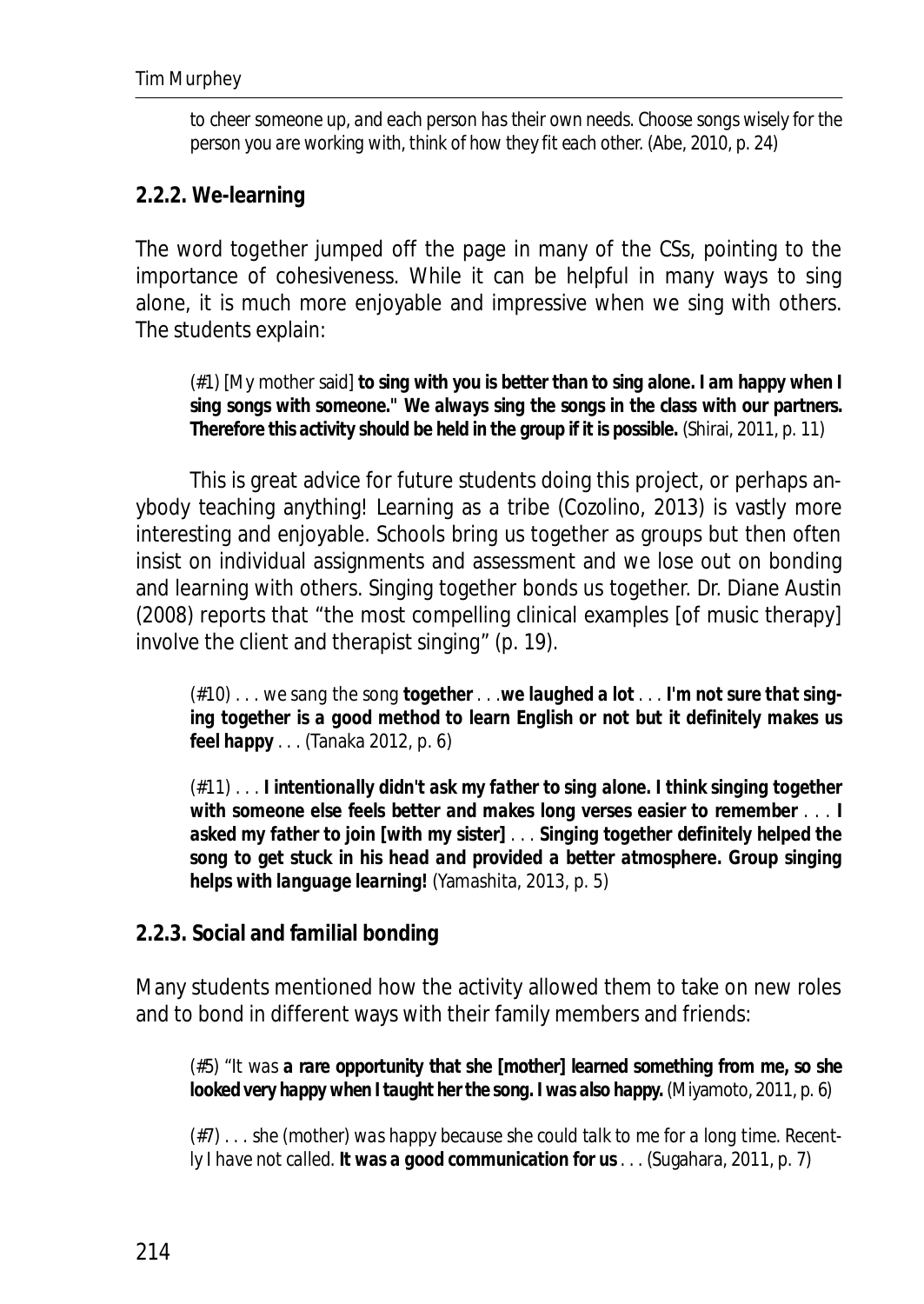*to cheer someone up, and each person has their own needs. Choose songs wisely for the person you are working with, think of how they fit each other.* (Abe, 2010, p. 24)

### 2.2.2. We-learning

The word together jumped off the page in many of the CSs, pointing to the importance of cohesiveness. While it can be helpful in many ways to sing alone, it is much more enjoyable and impressive when we sing with others. The students explain:

> (#1) [*My mother said*] ***to sing with you is better than to sing alone. I am happy when I sing songs with someone." We always sing the songs in the class with our partners. Therefore this activity should be held in the group if it is possible.*** (Shirai, 2011, p. 11)

This is great advice for future students doing this project, or perhaps anybody teaching anything! Learning as a tribe (Cozolino, 2013) is vastly more interesting and enjoyable. Schools bring us together as groups but then often insist on individual assignments and assessment and we lose out on bonding and learning with others. Singing together bonds us together. Dr. Diane Austin (2008) reports that "the most compelling clinical examples [of music therapy] involve the client and therapist singing" (p. 19).

> (#10) . . . *we sang the song* ***together*** . . .***we laughed a lot*** . . . ***I'm not sure that singing together is a good method to learn English or not but it definitely makes us feel happy*** . . . (Tanaka 2012, p. 6)

> (#11) . . . ***I intentionally didn't ask my father to sing alone. I think singing together with someone else feels better and makes long verses easier to remember*** . . . ***I asked my father to join [with my sister]*** . . . ***Singing together definitely helped the song to get stuck in his head and provided a better atmosphere. Group singing helps with language learning!*** (Yamashita, 2013, p. 5)

### 2.2.3. Social and familial bonding

Many students mentioned how the activity allowed them to take on new roles and to bond in different ways with their family members and friends:

> (#5) "*It was* ***a rare opportunity that she [mother] learned something from me, so she looked very happy when I taught her the song. I was also happy.*** (Miyamoto, 2011, p. 6)

> (#7) . . . *she (mother) was happy because she could talk to me for a long time. Recently I have not called.* ***It was a good communication for us*** . . . (Sugahara, 2011, p. 7)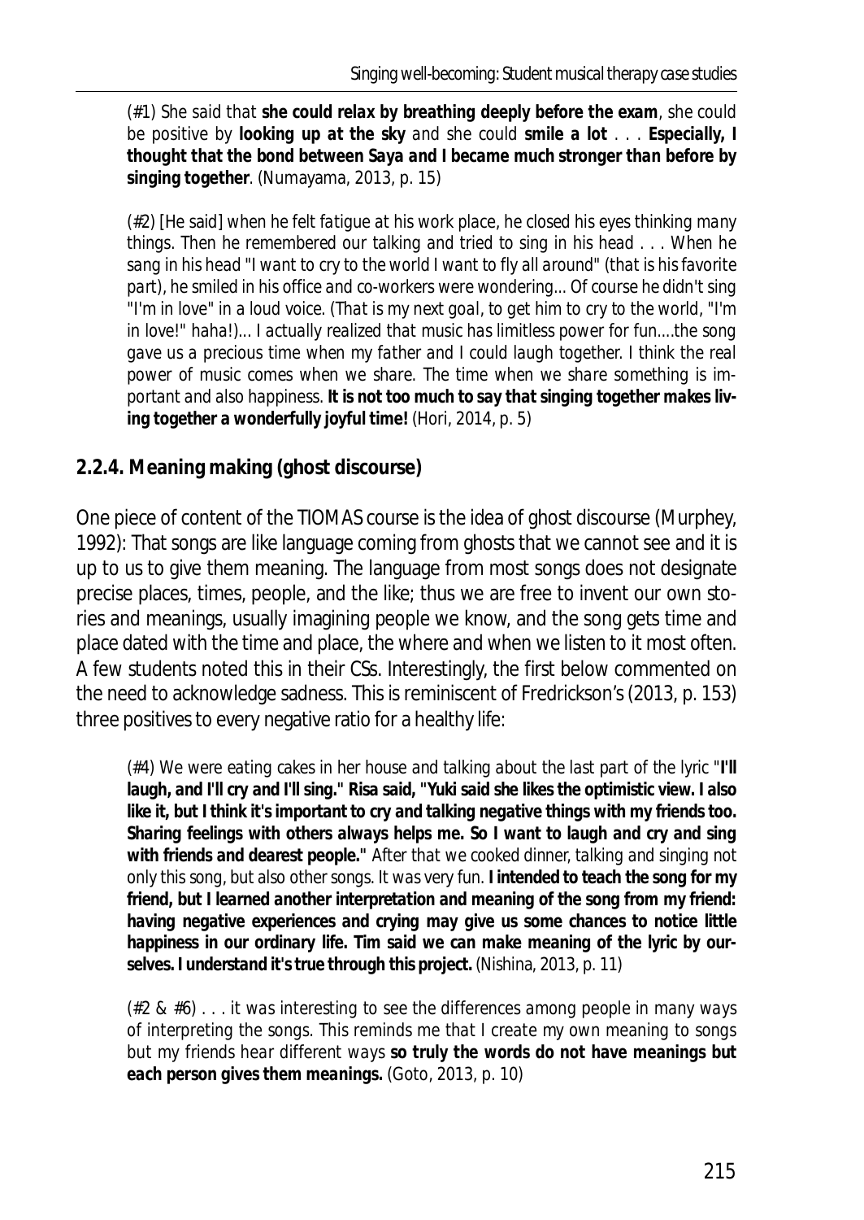(#1) *She said that* ***she could relax by breathing deeply before the exam****, she could be positive by* ***looking up at the sky*** *and she could* ***smile a lot*** *. . .* ***Especially, I thought that the bond between Saya and I became much stronger than before by singing together***. (Numayama, 2013, p. 15)

(#2) *[He said] when he felt fatigue at his work place, he closed his eyes thinking many things. Then he remembered our talking and tried to sing in his head . . . When he sang in his head "I want to cry to the world I want to fly all around" (that is his favorite part), he smiled in his office and co-workers were wondering... Of course he didn't sing "I'm in love" in a loud voice. (That is my next goal, to get him to cry to the world, "I'm in love!" haha!)... I actually realized that music has limitless power for fun....the song gave us a precious time when my father and I could laugh together. I think the real power of music comes when we share. The time when we share something is important and also happiness.* ***It is not too much to say that singing together makes living together a wonderfully joyful time!*** (Hori, 2014, p. 5)

### 2.2.4. Meaning making (ghost discourse)

One piece of content of the TIOMAS course is the idea of ghost discourse (Murphey, 1992): That songs are like language coming from ghosts that we cannot see and it is up to us to give them meaning. The language from most songs does not designate precise places, times, people, and the like; thus we are free to invent our own stories and meanings, usually imagining people we know, and the song gets time and place dated with the time and place, the where and when we listen to it most often. A few students noted this in their CSs. Interestingly, the first below commented on the need to acknowledge sadness. This is reminiscent of Fredrickson's (2013, p. 153) three positives to every negative ratio for a healthy life:

(#4) *We were eating cakes in her house and talking about the last part of the lyric "****I'll laugh, and I'll cry and I'll sing." Risa said, "Yuki said she likes the optimistic view. I also like it, but I think it's important to cry and talking negative things with my friends too. Sharing feelings with others always helps me. So I want to laugh and cry and sing with friends and dearest people."*** *After that we cooked dinner, talking and singing not only this song, but also other songs. It was very fun.* ***I intended to teach the song for my friend, but I learned another interpretation and meaning of the song from my friend: having negative experiences and crying may give us some chances to notice little happiness in our ordinary life. Tim said we can make meaning of the lyric by ourselves. I understand it's true through this project.*** (Nishina, 2013, p. 11)

(#2 & #6) *. . . it was interesting to see the differences among people in many ways of interpreting the songs. This reminds me that I create my own meaning to songs but my friends hear different ways* ***so truly the words do not have meanings but each person gives them meanings.*** (Goto, 2013, p. 10)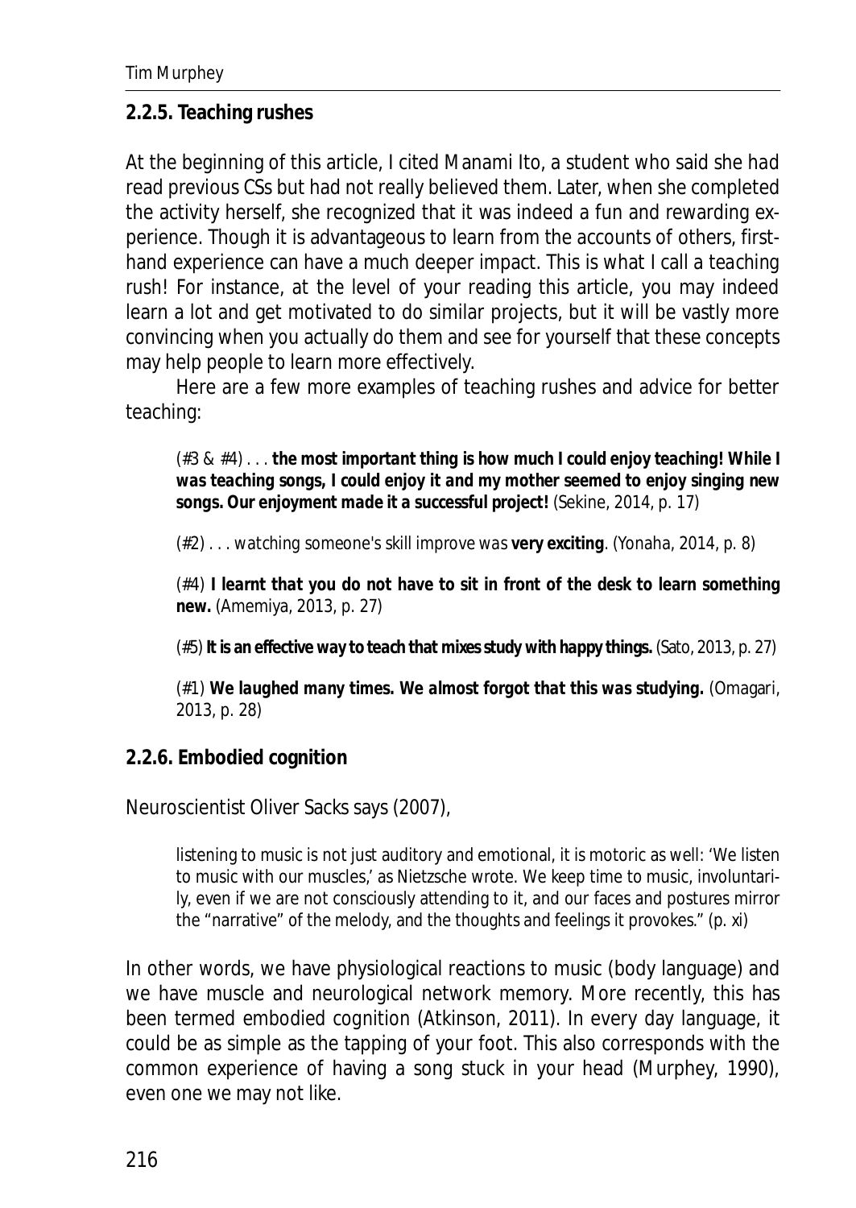### 2.2.5. Teaching rushes

At the beginning of this article, I cited Manami Ito, a student who said she had read previous CSs but had not really believed them. Later, when she completed the activity herself, she recognized that it was indeed a fun and rewarding experience. Though it is advantageous to learn from the accounts of others, first-hand experience can have a much deeper impact. This is what I call a *teaching rush*! For instance, at the level of your reading this article, you may indeed learn a lot and get motivated to do similar projects, but it will be vastly more convincing when you actually do them and see for yourself that these concepts may help people to learn more effectively.

Here are a few more examples of teaching rushes and advice for better teaching:

> (#3 & #4) . . . ***the most important thing is how much I could enjoy teaching! While I was teaching songs, I could enjoy it and my mother seemed to enjoy singing new songs. Our enjoyment made it a successful project!*** (Sekine, 2014, p. 17)
>
> (#2) . . . watching someone's skill improve was **very exciting**. (Yonaha, 2014, p. 8)
>
> (#4) ***I learnt that you do not have to sit in front of the desk to learn something new.*** (Amemiya, 2013, p. 27)
>
> (#5) ***It is an effective way to teach that mixes study with happy things.*** (Sato, 2013, p. 27)
>
> (#1) ***We laughed many times. We almost forgot that this was studying.*** (Omagari, 2013, p. 28)

### 2.2.6. Embodied cognition

Neuroscientist Oliver Sacks says (2007),

> listening to music is not just auditory and emotional, it is motoric as well: 'We listen to music with our muscles,' as Nietzsche wrote. We keep time to music, involuntarily, even if we are not consciously attending to it, and our faces and postures mirror the "narrative" of the melody, and the thoughts and feelings it provokes." (p. xi)

In other words, we have physiological reactions to music (body language) and we have muscle and neurological network memory. More recently, this has been termed embodied cognition (Atkinson, 2011). In every day language, it could be as simple as the tapping of your foot. This also corresponds with the common experience of having a song stuck in your head (Murphey, 1990), even one we may not like.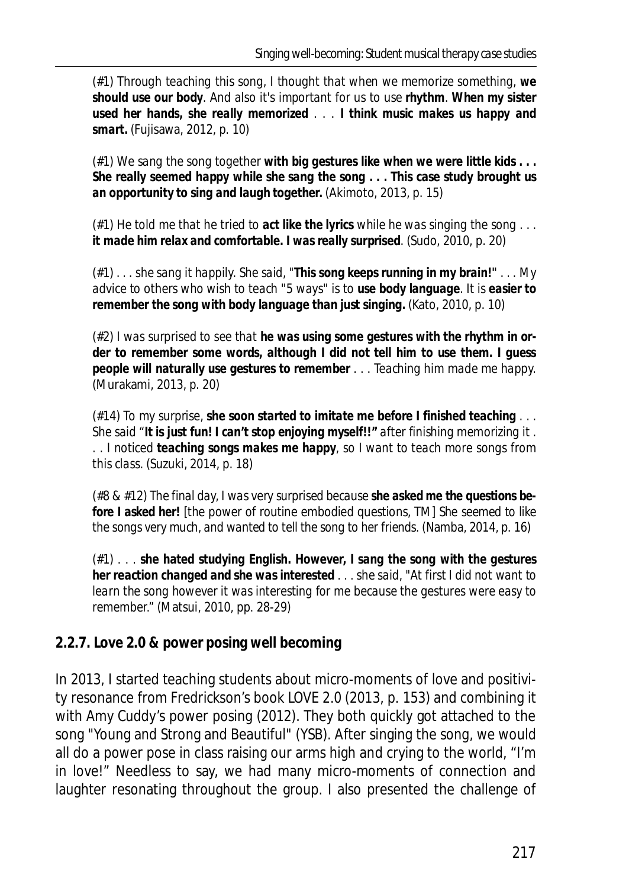(#1) Through teaching this song, I thought that when we memorize something, **we should use our body**. And also it's important for us to use **rhythm**. **When my sister used her hands, she really memorized** . . . **I think music makes us happy and smart.** (Fujisawa, 2012, p. 10)

(#1) We sang the song together **with big gestures like when we were little kids . . . She really seemed happy while she sang the song . . . This case study brought us an opportunity to sing and laugh together.** (Akimoto, 2013, p. 15)

(#1) He told me that he tried to **act like the lyrics** while he was singing the song . . . **it made him relax and comfortable. I was really surprised**. (Sudo, 2010, p. 20)

(#1) . . . she sang it happily. She said, "**This song keeps running in my brain!**" . . . My advice to others who wish to teach "5 ways" is to **use body language**. It is **easier to remember the song with body language than just singing.** (Kato, 2010, p. 10)

(#2) I was surprised to see that **he was using some gestures with the rhythm in order to remember some words, although I did not tell him to use them. I guess people will naturally use gestures to remember** . . . Teaching him made me happy. (Murakami, 2013, p. 20)

(#14) To my surprise, **she soon started to imitate me before I finished teaching** . . . She said "**It is just fun! I can't stop enjoying myself!!"** after finishing memorizing it . . . I noticed **teaching songs makes me happy**, so I want to teach more songs from this class. (Suzuki, 2014, p. 18)

(#8 & #12) The final day, I was very surprised because **she asked me the questions before I asked her!** [the power of routine embodied questions, TM] She seemed to like the songs very much, and wanted to tell the song to her friends. (Namba, 2014, p. 16)

(#1) . . . **she hated studying English. However, I sang the song with the gestures her reaction changed and she was interested** . . . she said, "At first I did not want to learn the song however it was interesting for me because the gestures were easy to remember." (Matsui, 2010, pp. 28-29)

### 2.2.7. Love 2.0 & power posing well becoming

In 2013, I started teaching students about micro-moments of love and positivity resonance from Fredrickson's book LOVE 2.0 (2013, p. 153) and combining it with Amy Cuddy's power posing (2012). They both quickly got attached to the song "Young and Strong and Beautiful" (YSB). After singing the song, we would all do a power pose in class raising our arms high and crying to the world, "I'm in love!" Needless to say, we had many micro-moments of connection and laughter resonating throughout the group. I also presented the challenge of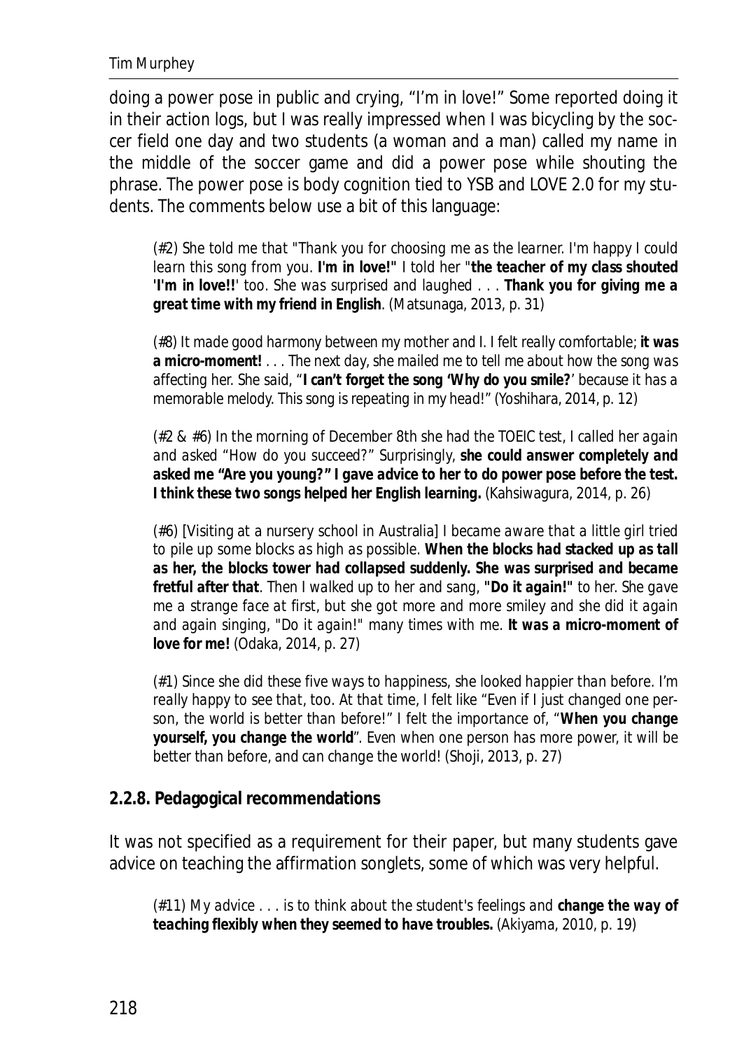doing a power pose in public and crying, "I'm in love!" Some reported doing it in their action logs, but I was really impressed when I was bicycling by the soccer field one day and two students (a woman and a man) called my name in the middle of the soccer game and did a power pose while shouting the phrase. The power pose is body cognition tied to YSB and LOVE 2.0 for my students. The comments below use a bit of this language:

> *(#2) She told me that "Thank you for choosing me as the learner. I'm happy I could learn this song from you.* ***I'm in love!"*** *I told her "***the teacher of my class shouted 'I'm in love!!'*** *too. She was surprised and laughed . . .* ***Thank you for giving me a great time with my friend in English****. (Matsunaga, 2013, p. 31)*

> *(#8) It made good harmony between my mother and I. I felt really comfortable;* ***it was a micro-moment!*** *. . . The next day, she mailed me to tell me about how the song was affecting her. She said, "***I can't forget the song 'Why do you smile?****' because it has a memorable melody. This song is repeating in my head!" (Yoshihara, 2014, p. 12)*

> *(#2 & #6) In the morning of December 8th she had the TOEIC test, I called her again and asked "How do you succeed?" Surprisingly,* ***she could answer completely and asked me "Are you young?" I gave advice to her to do power pose before the test. I think these two songs helped her English learning.*** *(Kahsiwagura, 2014, p. 26)*

> *(#6) [Visiting at a nursery school in Australia] I became aware that a little girl tried to pile up some blocks as high as possible.* ***When the blocks had stacked up as tall as her, the blocks tower had collapsed suddenly. She was surprised and became fretful after that****. Then I walked up to her and sang,* ***"Do it again!"*** *to her. She gave me a strange face at first, but she got more and more smiley and she did it again and again singing, "Do it again!" many times with me.* ***It was a micro-moment of love for me!*** *(Odaka, 2014, p. 27)*

> *(#1) Since she did these five ways to happiness, she looked happier than before. I'm really happy to see that, too. At that time, I felt like "Even if I just changed one person, the world is better than before!" I felt the importance of, "***When you change yourself, you change the world****". Even when one person has more power, it will be better than before, and can change the world! (Shoji, 2013, p. 27)*

### 2.2.8. Pedagogical recommendations

It was not specified as a requirement for their paper, but many students gave advice on teaching the affirmation songlets, some of which was very helpful.

> *(#11) My advice . . . is to think about the student's feelings and* ***change the way of teaching flexibly when they seemed to have troubles.*** *(Akiyama, 2010, p. 19)*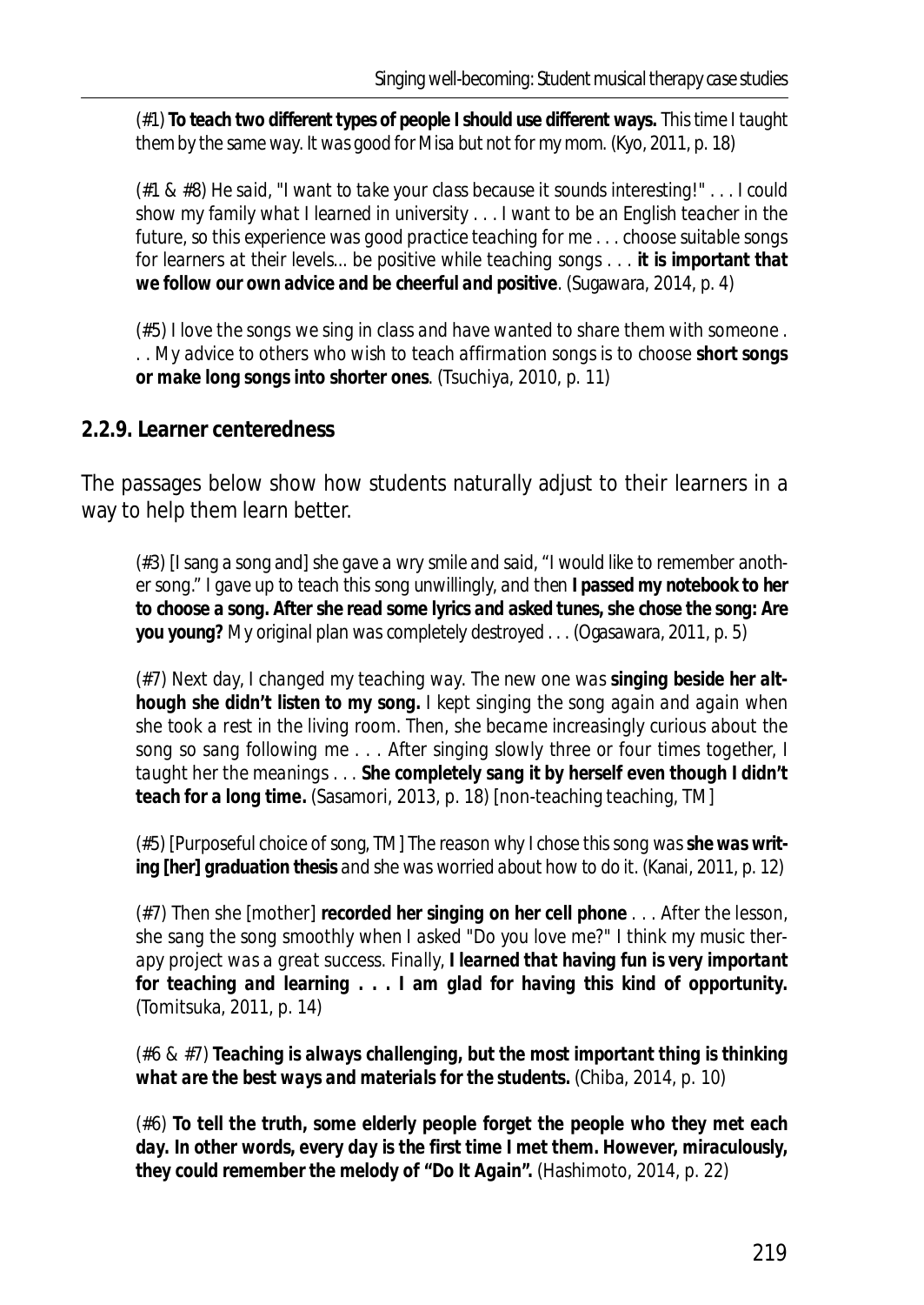(#1) **To teach two different types of people I should use different ways.** This time I taught them by the same way. It was good for Misa but not for my mom. (Kyo, 2011, p. 18)

(#1 & #8) He said, "I want to take your class because it sounds interesting!" . . . I could show my family what I learned in university . . . I want to be an English teacher in the future, so this experience was good practice teaching for me . . . choose suitable songs for learners at their levels... be positive while teaching songs . . . **it is important that we follow our own advice and be cheerful and positive**. (Sugawara, 2014, p. 4)

(#5) I love the songs we sing in class and have wanted to share them with someone . . . My advice to others who wish to teach affirmation songs is to choose **short songs or make long songs into shorter ones**. (Tsuchiya, 2010, p. 11)

### 2.2.9. Learner centeredness

The passages below show how students naturally adjust to their learners in a way to help them learn better.

(#3) [I sang a song and] she gave a wry smile and said, "I would like to remember another song." I gave up to teach this song unwillingly, and then **I passed my notebook to her to choose a song. After she read some lyrics and asked tunes, she chose the song: Are you young?** My original plan was completely destroyed . . . (Ogasawara, 2011, p. 5)

(#7) Next day, I changed my teaching way. The new one was **singing beside her although she didn't listen to my song.** I kept singing the song again and again when she took a rest in the living room. Then, she became increasingly curious about the song so sang following me . . . After singing slowly three or four times together, I taught her the meanings . . . **She completely sang it by herself even though I didn't teach for a long time.** (Sasamori, 2013, p. 18) [non-teaching teaching, TM]

(#5) [Purposeful choice of song, TM] The reason why I chose this song was **she was writing [her] graduation thesis** and she was worried about how to do it. (Kanai, 2011, p. 12)

(#7) Then she [mother] **recorded her singing on her cell phone** . . . After the lesson, she sang the song smoothly when I asked "Do you love me?" I think my music therapy project was a great success. Finally, **I learned that having fun is very important for teaching and learning . . . I am glad for having this kind of opportunity.** (Tomitsuka, 2011, p. 14)

(#6 & #7) **Teaching is always challenging, but the most important thing is thinking what are the best ways and materials for the students.** (Chiba, 2014, p. 10)

(#6) **To tell the truth, some elderly people forget the people who they met each day. In other words, every day is the first time I met them. However, miraculously, they could remember the melody of "Do It Again".** (Hashimoto, 2014, p. 22)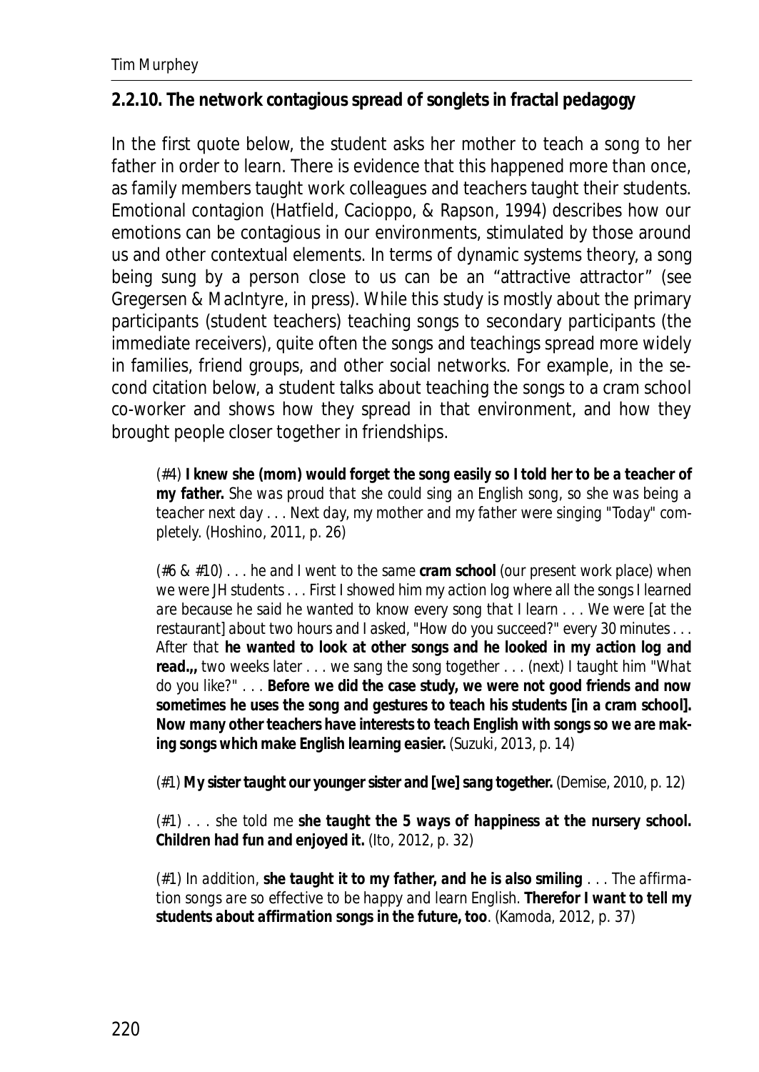### 2.2.10. The network contagious spread of songlets in fractal pedagogy

In the first quote below, the student asks her mother to teach a song to her father in order to learn. There is evidence that this happened more than once, as family members taught work colleagues and teachers taught their students. Emotional contagion (Hatfield, Cacioppo, & Rapson, 1994) describes how our emotions can be contagious in our environments, stimulated by those around us and other contextual elements. In terms of dynamic systems theory, a song being sung by a person close to us can be an "attractive attractor" (see Gregersen & MacIntyre, in press). While this study is mostly about the primary participants (student teachers) teaching songs to secondary participants (the immediate receivers), quite often the songs and teachings spread more widely in families, friend groups, and other social networks. For example, in the second citation below, a student talks about teaching the songs to a cram school co-worker and shows how they spread in that environment, and how they brought people closer together in friendships.

> *(#4)* ***I knew she (mom) would forget the song easily so I told her to be a teacher of my father.*** *She was proud that she could sing an English song, so she was being a teacher next day . . . Next day, my mother and my father were singing "Today" completely.* (Hoshino, 2011, p. 26)

> *(#6 & #10) . . . he and I went to the same* ***cram school*** *(our present work place) when we were JH students . . . First I showed him my action log where all the songs I learned are because he said he wanted to know every song that I learn . . . We were [at the restaurant] about two hours and I asked, "How do you succeed?" every 30 minutes . . . After that* ***he wanted to look at other songs and he looked in my action log and read.,,*** *two weeks later . . . we sang the song together . . . (next) I taught him "What do you like?" . . .* ***Before we did the case study, we were not good friends and now sometimes he uses the song and gestures to teach his students [in a cram school]. Now many other teachers have interests to teach English with songs so we are making songs which make English learning easier.*** (Suzuki, 2013, p. 14)

> *(#1)* ***My sister taught our younger sister and [we] sang together.*** (Demise, 2010, p. 12)

> *(#1) . . . she told me* ***she taught the 5 ways of happiness at the nursery school. Children had fun and enjoyed it.*** (Ito, 2012, p. 32)

> *(#1) In addition,* ***she taught it to my father, and he is also smiling*** *. . . The affirmation songs are so effective to be happy and learn English.* ***Therefor I want to tell my students about affirmation songs in the future, too***. (Kamoda, 2012, p. 37)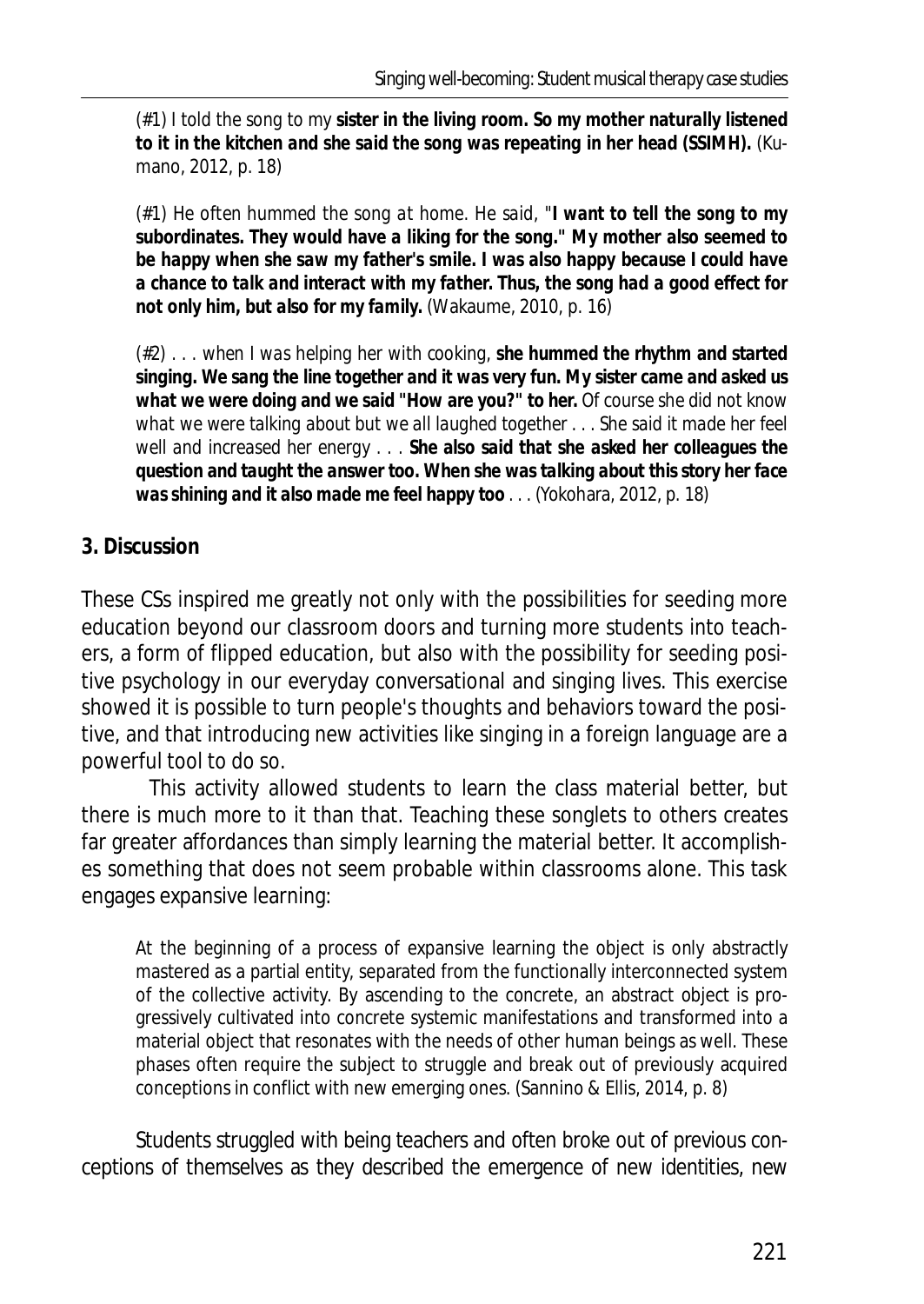(#1) I told the song to my **sister in the living room. So my mother naturally listened to it in the kitchen and she said the song was repeating in her head (SSIMH).** (Kumano, 2012, p. 18)

(#1) He often hummed the song at home. He said, "**I want to tell the song to my subordinates. They would have a liking for the song." My mother also seemed to be happy when she saw my father's smile. I was also happy because I could have a chance to talk and interact with my father. Thus, the song had a good effect for not only him, but also for my family.** (Wakaume, 2010, p. 16)

(#2) . . . when I was helping her with cooking, **she hummed the rhythm and started singing. We sang the line together and it was very fun. My sister came and asked us what we were doing and we said "How are you?" to her.** Of course she did not know what we were talking about but we all laughed together . . . She said it made her feel well and increased her energy . . . **She also said that she asked her colleagues the question and taught the answer too. When she was talking about this story her face was shining and it also made me feel happy too** . . . (Yokohara, 2012, p. 18)

## 3. Discussion

These CSs inspired me greatly not only with the possibilities for seeding more education beyond our classroom doors and turning more students into teachers, a form of flipped education, but also with the possibility for seeding positive psychology in our everyday conversational and singing lives. This exercise showed it is possible to turn people's thoughts and behaviors toward the positive, and that introducing new activities like singing in a foreign language are a powerful tool to do so.

This activity allowed students to learn the class material better, but there is much more to it than that. Teaching these songlets to others creates far greater affordances than simply learning the material better. It accomplishes something that does not seem probable within classrooms alone. This task engages expansive learning:

> At the beginning of a process of expansive learning the object is only abstractly mastered as a partial entity, separated from the functionally interconnected system of the collective activity. By ascending to the concrete, an abstract object is progressively cultivated into concrete systemic manifestations and transformed into a material object that resonates with the needs of other human beings as well. These phases often require the subject to struggle and break out of previously acquired conceptions in conflict with new emerging ones. (Sannino & Ellis, 2014, p. 8)

Students struggled with being teachers and often broke out of previous conceptions of themselves as they described the emergence of new identities, new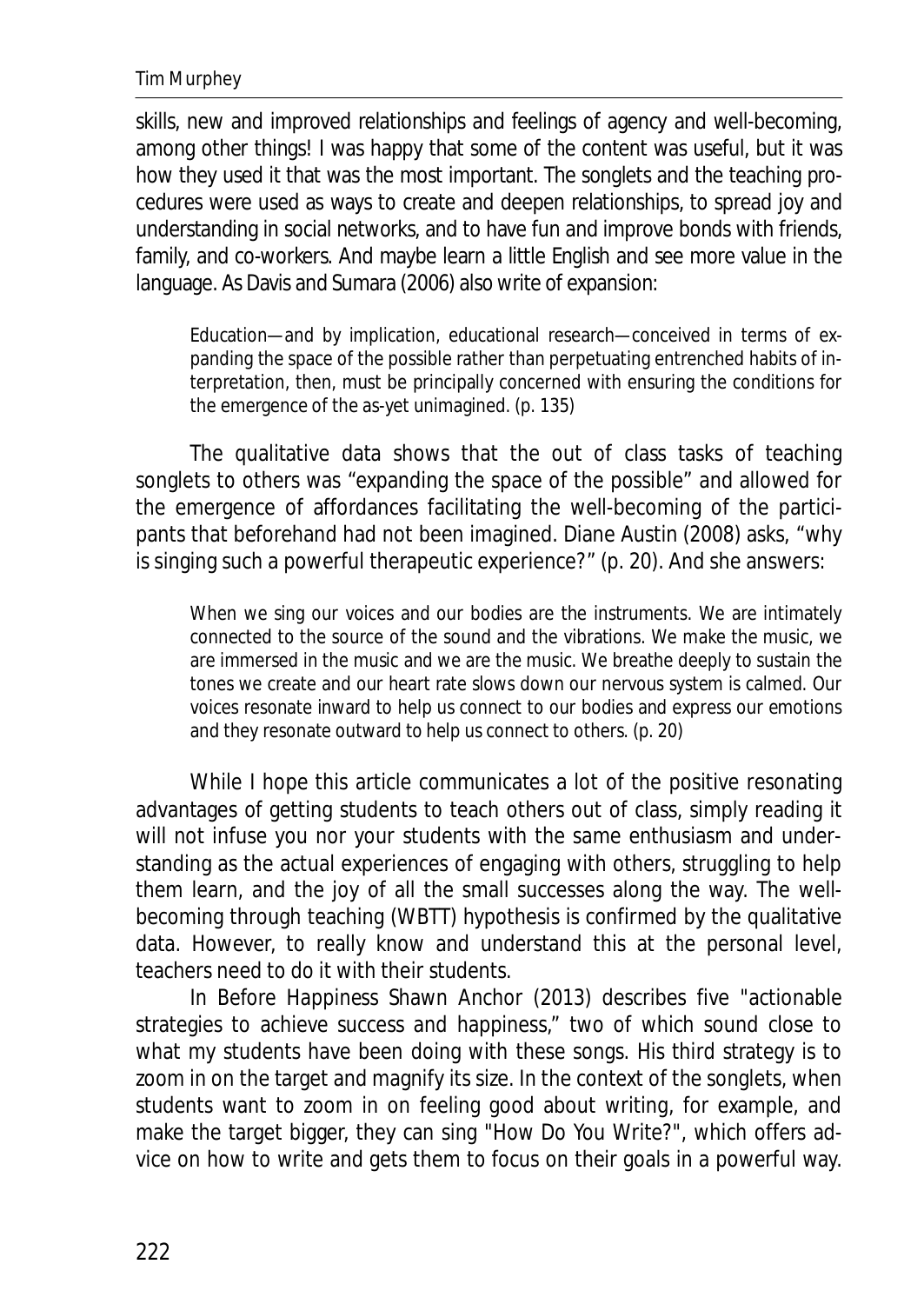skills, new and improved relationships and feelings of agency and well-becoming, among other things! I was happy that some of the content was useful, but it was how they used it that was the most important. The songlets and the teaching procedures were used as ways to create and deepen relationships, to spread joy and understanding in social networks, and to have fun and improve bonds with friends, family, and co-workers. And maybe learn a little English and see more value in the language. As Davis and Sumara (2006) also write of expansion:

> Education—and by implication, educational research—conceived in terms of expanding the space of the possible rather than perpetuating entrenched habits of interpretation, then, must be principally concerned with ensuring the conditions for the emergence of the as-yet unimagined. (p. 135)

The qualitative data shows that the out of class tasks of teaching songlets to others was "expanding the space of the possible" and allowed for the emergence of affordances facilitating the well-becoming of the participants that beforehand had not been imagined. Diane Austin (2008) asks, "why is singing such a powerful therapeutic experience?" (p. 20). And she answers:

> When we sing our voices and our bodies are the instruments. We are intimately connected to the source of the sound and the vibrations. We make the music, we are immersed in the music and we are the music. We breathe deeply to sustain the tones we create and our heart rate slows down our nervous system is calmed. Our voices resonate inward to help us connect to our bodies and express our emotions and they resonate outward to help us connect to others. (p. 20)

While I hope this article communicates a lot of the positive resonating advantages of getting students to teach others out of class, simply reading it will not infuse you nor your students with the same enthusiasm and understanding as the actual experiences of engaging with others, struggling to help them learn, and the joy of all the small successes along the way. The well-becoming through teaching (WBTT) hypothesis is confirmed by the qualitative data. However, to really know and understand this at the personal level, teachers need to do it with their students.

In *Before Happiness* Shawn Anchor (2013) describes five "actionable strategies to achieve success and happiness," two of which sound close to what my students have been doing with these songs. His third strategy is to zoom in on the target and magnify its size. In the context of the songlets, when students want to zoom in on feeling good about writing, for example, and make the target bigger, they can sing "How Do You Write?", which offers advice on how to write and gets them to focus on their goals in a powerful way.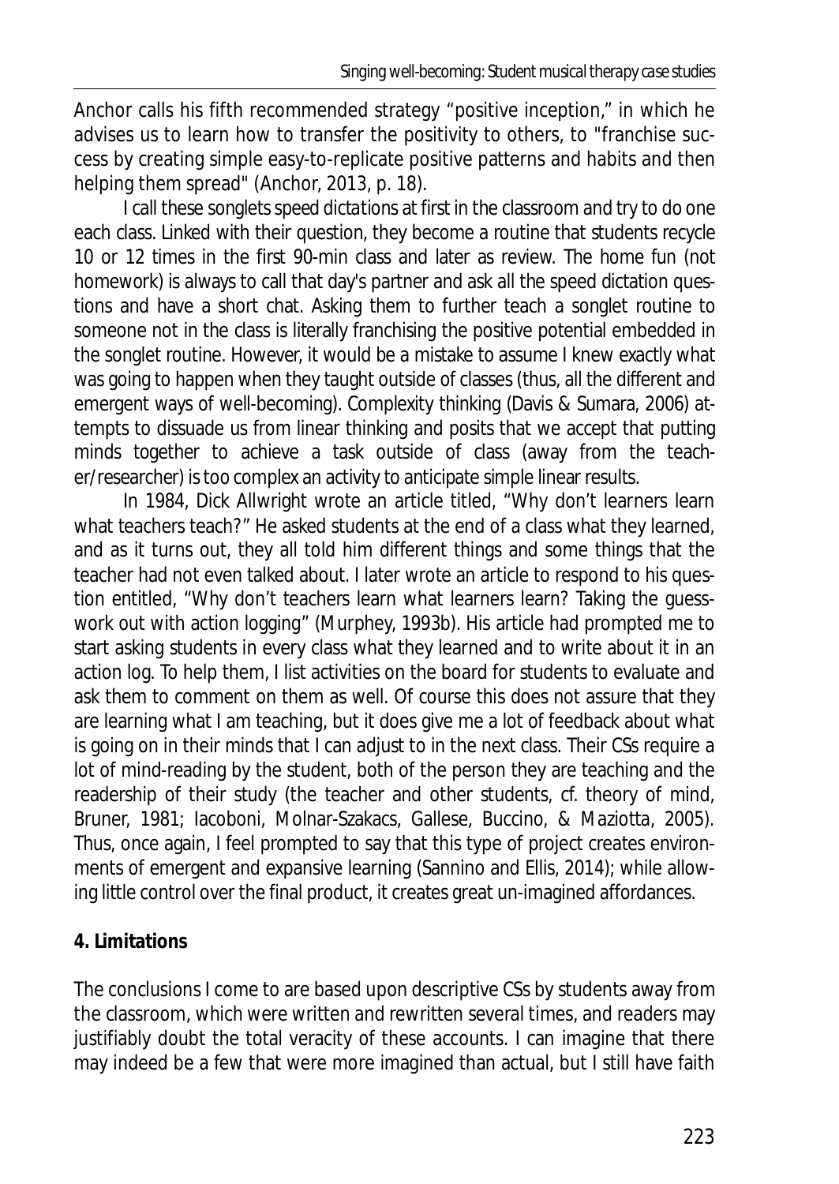Anchor calls his fifth recommended strategy “positive inception,” in which he advises us to learn how to transfer the positivity to others, to "franchise success by creating simple easy-to-replicate positive patterns and habits and then helping them spread" (Anchor, 2013, p. 18).

I call these songlets *speed dictations* at first in the classroom and try to do one each class. Linked with their question, they become a routine that students recycle 10 or 12 times in the first 90-min class and later as review. The home fun (not homework) is always to call that day's partner and ask all the speed dictation questions and have a short chat. Asking them to further teach a songlet routine to someone not in the class is literally franchising the positive potential embedded in the songlet routine. However, it would be a mistake to assume I knew exactly what was going to happen when they taught outside of classes (thus, all the different and emergent ways of well-becoming). Complexity thinking (Davis & Sumara, 2006) attempts to dissuade us from linear thinking and posits that we accept that putting minds together to achieve a task outside of class (away from the teacher/researcher) is too complex an activity to anticipate simple linear results.

In 1984, Dick Allwright wrote an article titled, “Why don’t learners learn what teachers teach?” He asked students at the end of a class what they learned, and as it turns out, they all told him different things and some things that the teacher had not even talked about. I later wrote an article to respond to his question entitled, “Why don’t teachers learn what learners learn? Taking the guesswork out with action logging” (Murphey, 1993b). His article had prompted me to start asking students in every class what they learned and to write about it in an action log. To help them, I list activities on the board for students to evaluate and ask them to comment on them as well. Of course this does not assure that they are learning what I am teaching, but it does give me a lot of feedback about what is going on in their minds that I can adjust to in the next class. Their CSs require a lot of mind-reading by the student, both of the person they are teaching and the readership of their study (the teacher and other students, cf. theory of mind, Bruner, 1981; Iacoboni, Molnar-Szakacs, Gallese, Buccino, & Maziotta, 2005). Thus, once again, I feel prompted to say that this type of project creates environments of emergent and expansive learning (Sannino and Ellis, 2014); while allowing little control over the final product, it creates great un-imagined affordances.

## 4. Limitations

The conclusions I come to are based upon descriptive CSs by students away from the classroom, which were written and rewritten several times, and readers may justifiably doubt the total veracity of these accounts. I can imagine that there may indeed be a few that were more imagined than actual, but I still have faith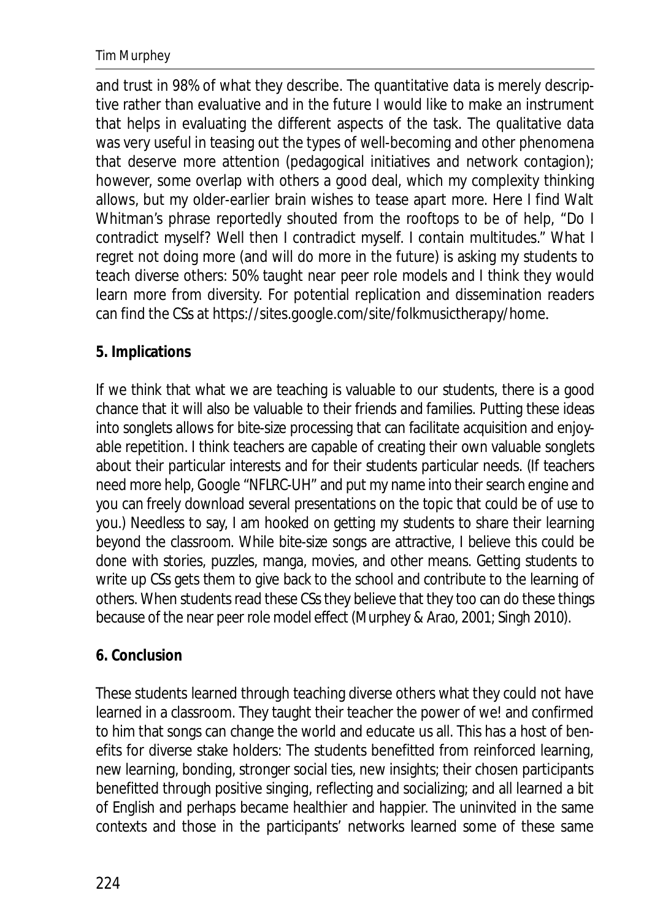and trust in 98% of what they describe. The quantitative data is merely descriptive rather than evaluative and in the future I would like to make an instrument that helps in evaluating the different aspects of the task. The qualitative data was very useful in teasing out the types of well-becoming and other phenomena that deserve more attention (pedagogical initiatives and network contagion); however, some overlap with others a good deal, which my complexity thinking allows, but my older-earlier brain wishes to tease apart more. Here I find Walt Whitman's phrase reportedly shouted from the rooftops to be of help, "Do I contradict myself? Well then I contradict myself. I contain multitudes." What I regret not doing more (and will do more in the future) is asking my students to teach diverse others: 50% taught near peer role models and I think they would learn more from diversity. For potential replication and dissemination readers can find the CSs at https://sites.google.com/site/folkmusictherapy/home.

## 5. Implications

If we think that what we are teaching is valuable to our students, there is a good chance that it will also be valuable to their friends and families. Putting these ideas into songlets allows for bite-size processing that can facilitate acquisition and enjoyable repetition. I think teachers are capable of creating their own valuable songlets about their particular interests and for their students particular needs. (If teachers need more help, Google "NFLRC-UH" and put my name into their search engine and you can freely download several presentations on the topic that could be of use to you.) Needless to say, I am hooked on getting my students to share their learning beyond the classroom. While bite-size songs are attractive, I believe this could be done with stories, puzzles, manga, movies, and other means. Getting students to write up CSs gets them to give back to the school and contribute to the learning of others. When students read these CSs they believe that they too can do these things because of the near peer role model effect (Murphey & Arao, 2001; Singh 2010).

## 6. Conclusion

These students learned through teaching diverse others what they could not have learned in a classroom. They taught their teacher the power of we! and confirmed to him that songs can change the world and educate us all. This has a host of benefits for diverse stake holders: The students benefitted from reinforced learning, new learning, bonding, stronger social ties, new insights; their chosen participants benefitted through positive singing, reflecting and socializing; and all learned a bit of English and perhaps became healthier and happier. The uninvited in the same contexts and those in the participants' networks learned some of these same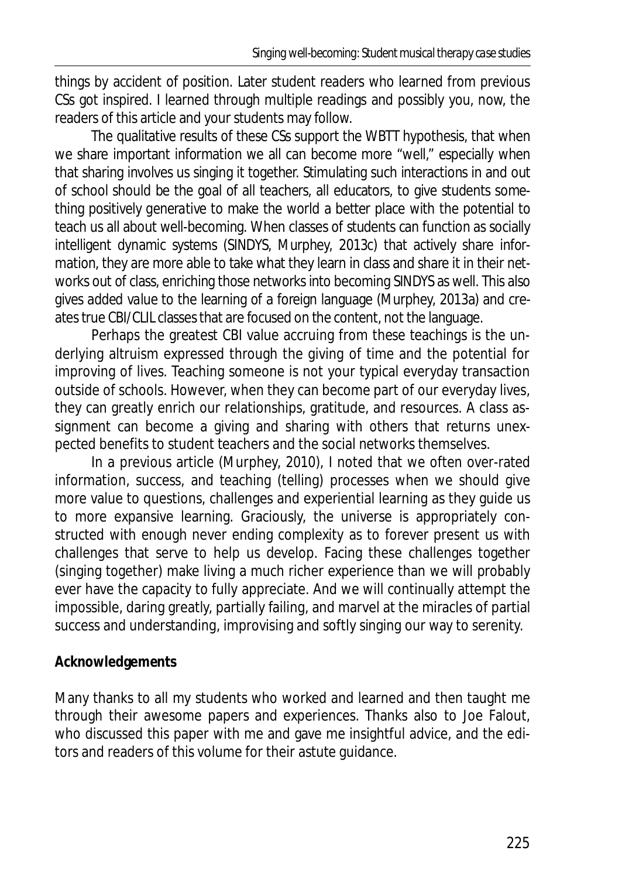things by accident of position. Later student readers who learned from previous CSs got inspired. I learned through multiple readings and possibly you, now, the readers of this article and your students may follow.

The qualitative results of these CSs support the WBTT hypothesis, that when we share important information we all can become more "well," especially when that sharing involves us singing it together. Stimulating such interactions in and out of school should be the goal of all teachers, all educators, to give students something positively generative to make the world a better place with the potential to teach us all about well-becoming. When classes of students can function as socially intelligent dynamic systems (SINDYS, Murphey, 2013c) that actively share information, they are more able to take what they learn in class and share it in their networks out of class, enriching those networks into becoming SINDYS as well. This also gives added value to the learning of a foreign language (Murphey, 2013a) and creates true CBI/CLIL classes that are focused on the content, not the language.

Perhaps the greatest CBI value accruing from these teachings is the underlying altruism expressed through the giving of time and the potential for improving of lives. Teaching someone is not your typical everyday transaction outside of schools. However, when they can become part of our everyday lives, they can greatly enrich our relationships, gratitude, and resources. A class assignment can become a giving and sharing with others that returns unexpected benefits to student teachers and the social networks themselves.

In a previous article (Murphey, 2010), I noted that we often over-rated information, success, and teaching (telling) processes when we should give more value to questions, challenges and experiential learning as they guide us to more expansive learning. Graciously, the universe is appropriately constructed with enough never ending complexity as to forever present us with challenges that serve to help us develop. Facing these challenges together (singing together) make living a much richer experience than we will probably ever have the capacity to fully appreciate. And we will continually attempt the impossible, daring greatly, partially failing, and marvel at the miracles of partial success and understanding, improvising and softly singing our way to serenity.

**Acknowledgements**

Many thanks to all my students who worked and learned and then taught me through their awesome papers and experiences. Thanks also to Joe Falout, who discussed this paper with me and gave me insightful advice, and the editors and readers of this volume for their astute guidance.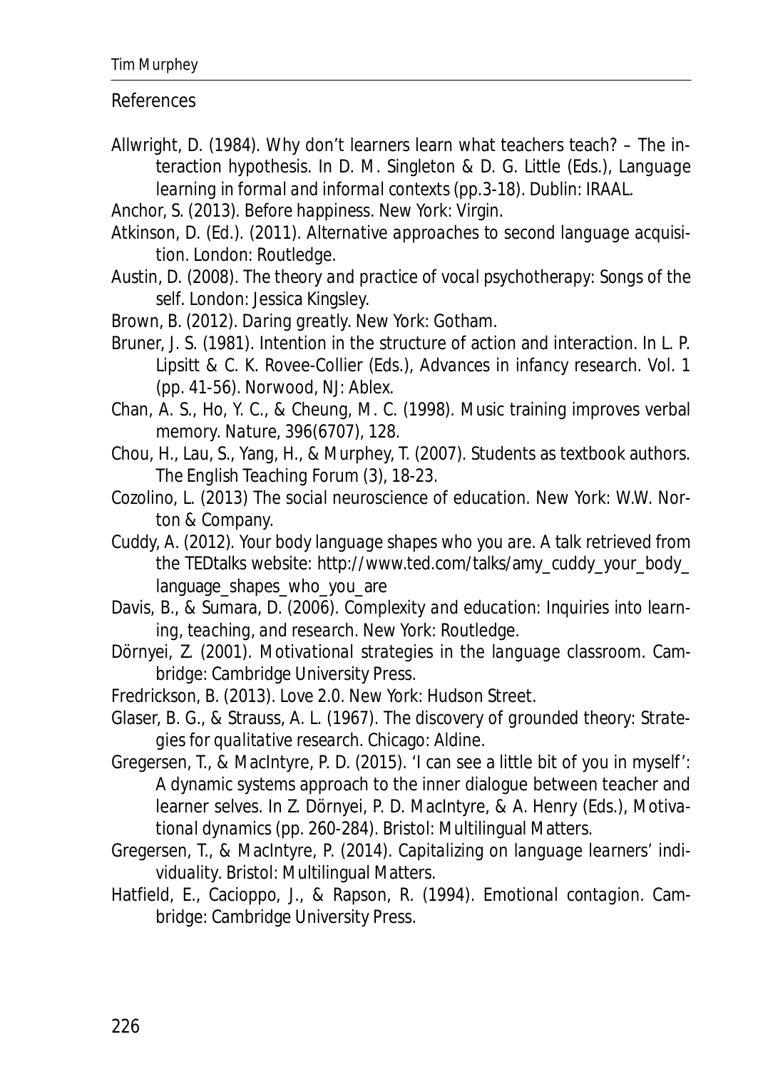## References

Allwright, D. (1984). Why don't learners learn what teachers teach? – The interaction hypothesis. In D. M. Singleton & D. G. Little (Eds.), *Language learning in formal and informal contexts* (pp.3-18). Dublin: IRAAL.

Anchor, S. (2013). *Before happiness*. New York: Virgin.

Atkinson, D. (Ed.). (2011). *Alternative approaches to second language acquisition*. London: Routledge.

Austin, D. (2008). *The theory and practice of vocal psychotherapy: Songs of the self*. London: Jessica Kingsley.

Brown, B. (2012). *Daring greatly*. New York: Gotham.

Bruner, J. S. (1981). Intention in the structure of action and interaction. In L. P. Lipsitt & C. K. Rovee-Collier (Eds.), *Advances in infancy research. Vol. 1* (pp. 41-56). Norwood, NJ: Ablex.

Chan, A. S., Ho, Y. C., & Cheung, M. C. (1998). Music training improves verbal memory. *Nature, 396*(6707), 128.

Chou, H., Lau, S., Yang, H., & Murphey, T. (2007). Students as textbook authors. *The English Teaching Forum* (3), 18-23.

Cozolino, L. (2013) *The social neuroscience of education*. New York: W.W. Norton & Company.

Cuddy, A. (2012). *Your body language shapes who you are*. A talk retrieved from the TEDtalks website: http://www.ted.com/talks/amy_cuddy_your_body_language_shapes_who_you_are

Davis, B., & Sumara, D. (2006). *Complexity and education: Inquiries into learning, teaching, and research*. New York: Routledge.

Dörnyei, Z. (2001). *Motivational strategies in the language classroom*. Cambridge: Cambridge University Press.

Fredrickson, B. (2013). *Love 2.0*. New York: Hudson Street.

Glaser, B. G., & Strauss, A. L. (1967). *The discovery of grounded theory: Strategies for qualitative research*. Chicago: Aldine.

Gregersen, T., & MacIntyre, P. D. (2015). 'I can see a little bit of you in myself': A dynamic systems approach to the inner dialogue between teacher and learner selves. In Z. Dörnyei, P. D. MacIntyre, & A. Henry (Eds.), *Motivational dynamics* (pp. 260-284). Bristol: Multilingual Matters.

Gregersen, T., & MacIntyre, P. (2014). *Capitalizing on language learners' individuality*. Bristol: Multilingual Matters.

Hatfield, E., Cacioppo, J., & Rapson, R. (1994). *Emotional contagion*. Cambridge: Cambridge University Press.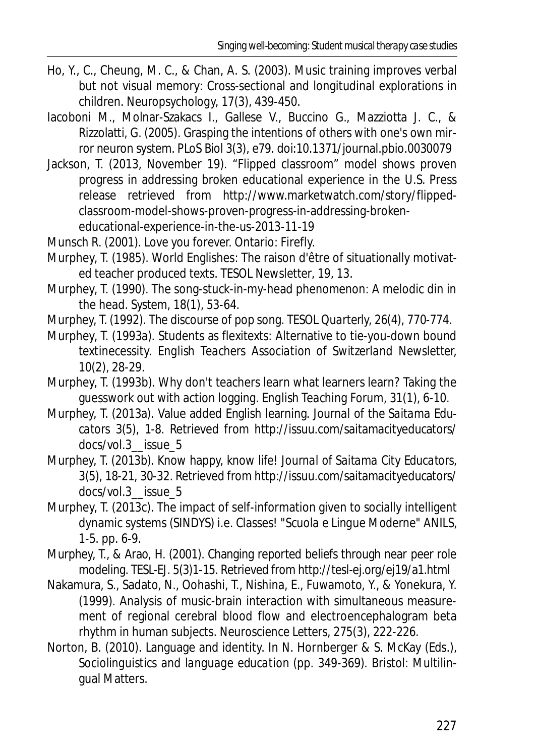Ho, Y., C., Cheung, M. C., & Chan, A. S. (2003). Music training improves verbal but not visual memory: Cross-sectional and longitudinal explorations in children. Neuropsychology, 17(3), 439-450.

Iacoboni M., Molnar-Szakacs I., Gallese V., Buccino G., Mazziotta J. C., & Rizzolatti, G. (2005). Grasping the intentions of others with one's own mirror neuron system. *PLoS Biol* 3(3), e79. doi:10.1371/journal.pbio.0030079

Jackson, T. (2013, November 19). "Flipped classroom" model shows proven progress in addressing broken educational experience in the U.S. Press release retrieved from http://www.marketwatch.com/story/flipped-classroom-model-shows-proven-progress-in-addressing-broken-educational-experience-in-the-us-2013-11-19

Munsch R. (2001). Love you forever. Ontario: Firefly.

Murphey, T. (1985). World Englishes: The raison d'être of situationally motivated teacher produced texts. TESOL Newsletter, 19, 13.

Murphey, T. (1990). The song-stuck-in-my-head phenomenon: A melodic din in the head. System, 18(1), 53-64.

Murphey, T. (1992). The discourse of pop song. *TESOL Quarterly*, 26(4), 770-774.

Murphey, T. (1993a). Students as flexitexts: Alternative to tie-you-down bound textinecessity. *English Teachers Association of Switzerland Newsletter*, 10(2), 28-29.

Murphey, T. (1993b). Why don't teachers learn what learners learn? Taking the guesswork out with action logging. *English Teaching Forum*, 31(1), 6-10.

Murphey, T. (2013a). Value added English learning. *Journal of the Saitama Educators* 3(5), 1-8. Retrieved from http://issuu.com/saitamacityeducators/docs/vol.3__issue_5

Murphey, T. (2013b). Know happy, know life! *Journal of Saitama City Educators*, 3(5), 18-21, 30-32. Retrieved from http://issuu.com/saitamacityeducators/docs/vol.3__issue_5

Murphey, T. (2013c). The impact of self-information given to socially intelligent dynamic systems (SINDYS) i.e. Classes! "Scuola e Lingue Moderne" ANILS, 1-5. pp. 6-9.

Murphey, T., & Arao, H. (2001). Changing reported beliefs through near peer role modeling. TESL-EJ. 5(3)1-15. Retrieved from http://tesl-ej.org/ej19/a1.html

Nakamura, S., Sadato, N., Oohashi, T., Nishina, E., Fuwamoto, Y., & Yonekura, Y. (1999). Analysis of music-brain interaction with simultaneous measurement of regional cerebral blood flow and electroencephalogram beta rhythm in human subjects. Neuroscience Letters, 275(3), 222-226.

Norton, B. (2010). Language and identity. In N. Hornberger & S. McKay (Eds.), *Sociolinguistics and language education* (pp. 349-369). Bristol: Multilingual Matters.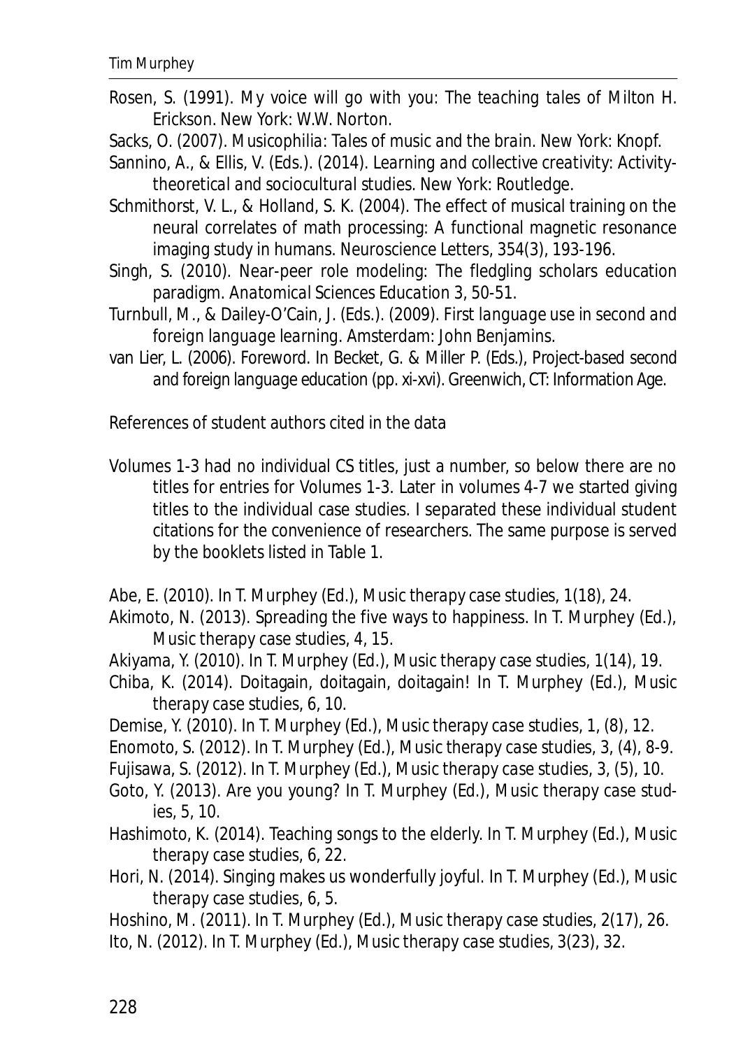Rosen, S. (1991). *My voice will go with you: The teaching tales of Milton H. Erickson*. New York: W.W. Norton.

Sacks, O. (2007). *Musicophilia: Tales of music and the brain*. New York: Knopf.

Sannino, A., & Ellis, V. (Eds.). (2014). *Learning and collective creativity: Activity-theoretical and sociocultural studies*. New York: Routledge.

Schmithorst, V. L., & Holland, S. K. (2004). The effect of musical training on the neural correlates of math processing: A functional magnetic resonance imaging study in humans. Neuroscience Letters, 354(3), 193-196.

Singh, S. (2010). Near-peer role modeling: The fledgling scholars education paradigm. *Anatomical Sciences Education* 3, 50-51.

Turnbull, M., & Dailey-O'Cain, J. (Eds.). (2009). *First language use in second and foreign language learning*. Amsterdam: John Benjamins.

van Lier, L. (2006). Foreword. In Becket, G. & Miller P. (Eds.), *Project-based second and foreign language education* (pp. xi-xvi). Greenwich, CT: Information Age.

References of student authors cited in the data

Volumes 1-3 had no individual CS titles, just a number, so below there are no titles for entries for Volumes 1-3. Later in volumes 4-7 we started giving titles to the individual case studies. I separated these individual student citations for the convenience of researchers. The same purpose is served by the booklets listed in Table 1.

Abe, E. (2010). In T. Murphey (Ed.), *Music therapy case studies*, 1(18), 24.

Akimoto, N. (2013). Spreading the five ways to happiness. In T. Murphey (Ed.), *Music therapy case studies*, 4, 15.

Akiyama, Y. (2010). In T. Murphey (Ed.), *Music therapy case studies*, 1(14), 19.

Chiba, K. (2014). Doitagain, doitagain, doitagain! In T. Murphey (Ed.), *Music therapy case studies*, 6, 10.

Demise, Y. (2010). In T. Murphey (Ed.), *Music therapy case studies*, 1, (8), 12.

Enomoto, S. (2012). In T. Murphey (Ed.), *Music therapy case studies*, 3, (4), 8-9.

Fujisawa, S. (2012). In T. Murphey (Ed.), *Music therapy case studies*, 3, (5), 10.

Goto, Y. (2013). Are you young? In T. Murphey (Ed.), *Music therapy case studies*, 5, 10.

Hashimoto, K. (2014). Teaching songs to the elderly. In T. Murphey (Ed.), *Music therapy case studies*, 6, 22.

Hori, N. (2014). Singing makes us wonderfully joyful. In T. Murphey (Ed.), *Music therapy case studies*, 6, 5.

Hoshino, M. (2011). In T. Murphey (Ed.), *Music therapy case studies*, 2(17), 26.

Ito, N. (2012). In T. Murphey (Ed.), *Music therapy case studies*, 3(23), 32.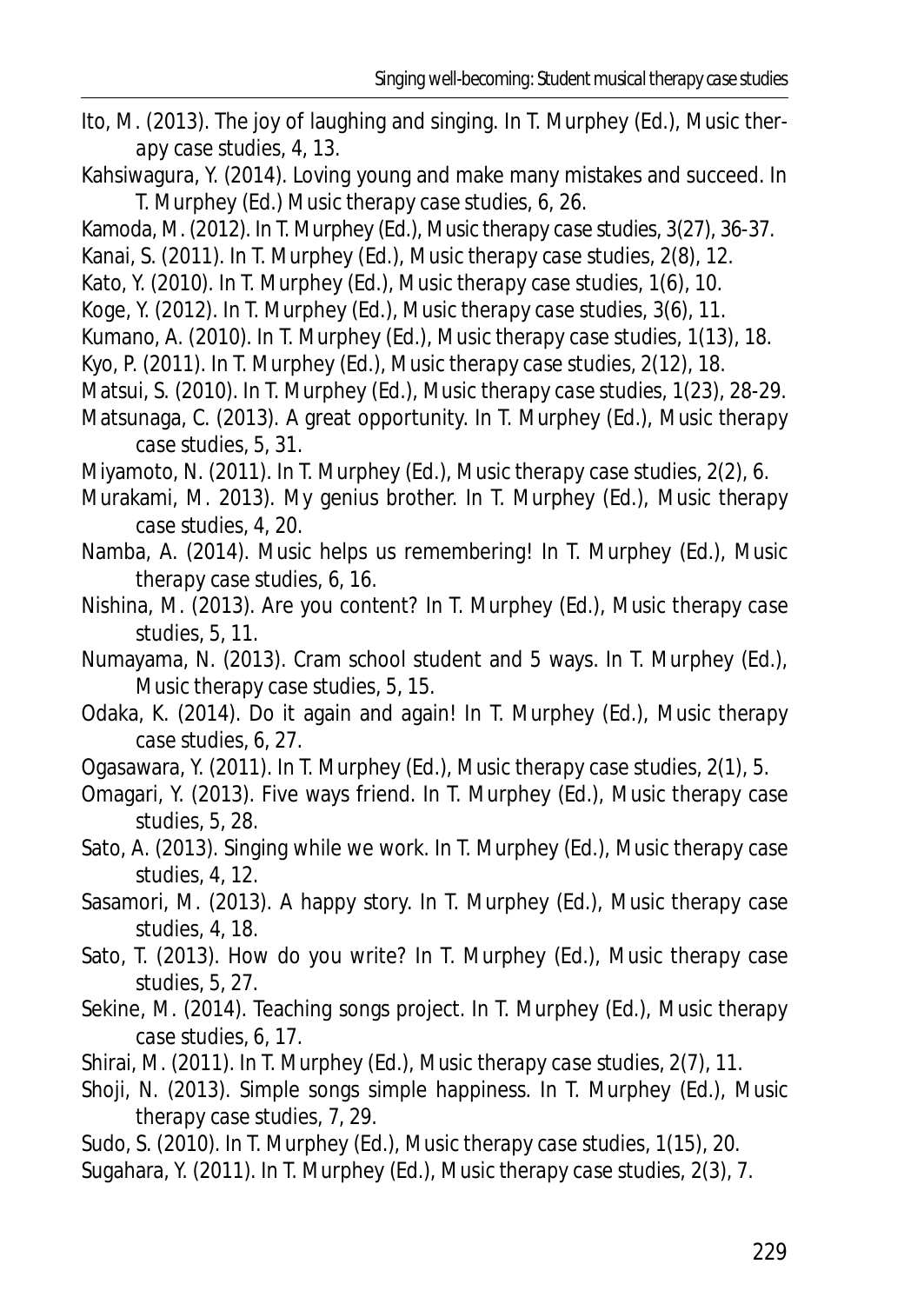Ito, M. (2013). The joy of laughing and singing. In T. Murphey (Ed.), *Music therapy case studies, 4*, 13.

Kahsiwagura, Y. (2014). Loving young and make many mistakes and succeed. In T. Murphey (Ed.) *Music therapy case studies, 6*, 26.

Kamoda, M. (2012). In T. Murphey (Ed.), *Music therapy case studies, 3*(27), 36-37.

Kanai, S. (2011). In T. Murphey (Ed.), *Music therapy case studies, 2*(8), 12.

Kato, Y. (2010). In T. Murphey (Ed.), *Music therapy case studies, 1*(6), 10.

Koge, Y. (2012). In T. Murphey (Ed.), *Music therapy case studies, 3*(6), 11.

Kumano, A. (2010). In T. Murphey (Ed.), *Music therapy case studies, 1*(13), 18.

Kyo, P. (2011). In T. Murphey (Ed.), *Music therapy case studies, 2*(12), 18.

Matsui, S. (2010). In T. Murphey (Ed.), *Music therapy case studies, 1*(23), 28-29.

Matsunaga, C. (2013). A great opportunity. In T. Murphey (Ed.), *Music therapy case studies, 5*, 31.

Miyamoto, N. (2011). In T. Murphey (Ed.), *Music therapy case studies, 2*(2), 6.

Murakami, M. 2013). My genius brother. In T. Murphey (Ed.), *Music therapy case studies, 4*, 20.

Namba, A. (2014). Music helps us remembering! In T. Murphey (Ed.), *Music therapy case studies, 6*, 16.

Nishina, M. (2013). Are you content? In T. Murphey (Ed.), *Music therapy case studies, 5*, 11.

Numayama, N. (2013). Cram school student and 5 ways. In T. Murphey (Ed.), *Music therapy case studies, 5*, 15.

Odaka, K. (2014). Do it again and again! In T. Murphey (Ed.), *Music therapy case studies, 6*, 27.

Ogasawara, Y. (2011). In T. Murphey (Ed.), *Music therapy case studies, 2*(1), 5.

Omagari, Y. (2013). Five ways friend. In T. Murphey (Ed.), *Music therapy case studies, 5*, 28.

Sato, A. (2013). Singing while we work. In T. Murphey (Ed.), *Music therapy case studies, 4*, 12.

Sasamori, M. (2013). A happy story. In T. Murphey (Ed.), *Music therapy case studies, 4*, 18.

Sato, T. (2013). How do you write? In T. Murphey (Ed.), *Music therapy case studies, 5*, 27.

Sekine, M. (2014). Teaching songs project. In T. Murphey (Ed.), *Music therapy case studies, 6*, 17.

Shirai, M. (2011). In T. Murphey (Ed.), *Music therapy case studies, 2*(7), 11.

Shoji, N. (2013). Simple songs simple happiness. In T. Murphey (Ed.), *Music therapy case studies, 7*, 29.

Sudo, S. (2010). In T. Murphey (Ed.), *Music therapy case studies, 1*(15), 20.

Sugahara, Y. (2011). In T. Murphey (Ed.), *Music therapy case studies, 2*(3), 7.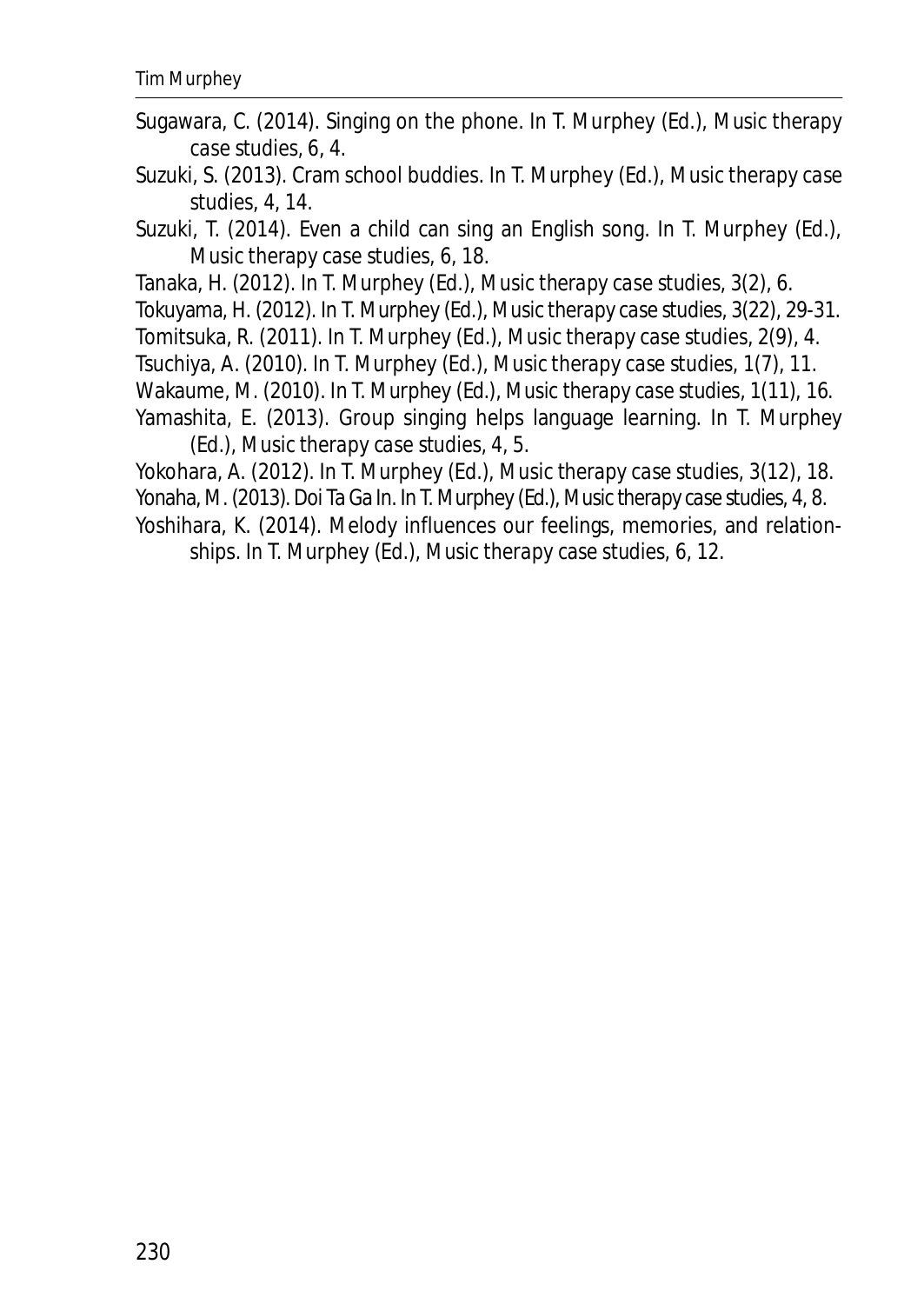Sugawara, C. (2014). Singing on the phone. In T. Murphey (Ed.), *Music therapy case studies, 6*, 4.

Suzuki, S. (2013). Cram school buddies. In T. Murphey (Ed.), *Music therapy case studies, 4*, 14.

Suzuki, T. (2014). Even a child can sing an English song. In T. Murphey (Ed.), *Music therapy case studies, 6*, 18.

Tanaka, H. (2012). In T. Murphey (Ed.), *Music therapy case studies, 3*(2), 6.

Tokuyama, H. (2012). In T. Murphey (Ed.), *Music therapy case studies, 3*(22), 29-31.

Tomitsuka, R. (2011). In T. Murphey (Ed.), *Music therapy case studies, 2*(9), 4.

Tsuchiya, A. (2010). In T. Murphey (Ed.), *Music therapy case studies, 1*(7), 11.

Wakaume, M. (2010). In T. Murphey (Ed.), *Music therapy case studies, 1*(11), 16.

Yamashita, E. (2013). Group singing helps language learning. In T. Murphey (Ed.), *Music therapy case studies, 4*, 5.

Yokohara, A. (2012). In T. Murphey (Ed.), *Music therapy case studies, 3*(12), 18.

Yonaha, M. (2013). Doi Ta Ga In. In T. Murphey (Ed.), *Music therapy case studies, 4*, 8.

Yoshihara, K. (2014). Melody influences our feelings, memories, and relationships. In T. Murphey (Ed.), *Music therapy case studies, 6*, 12.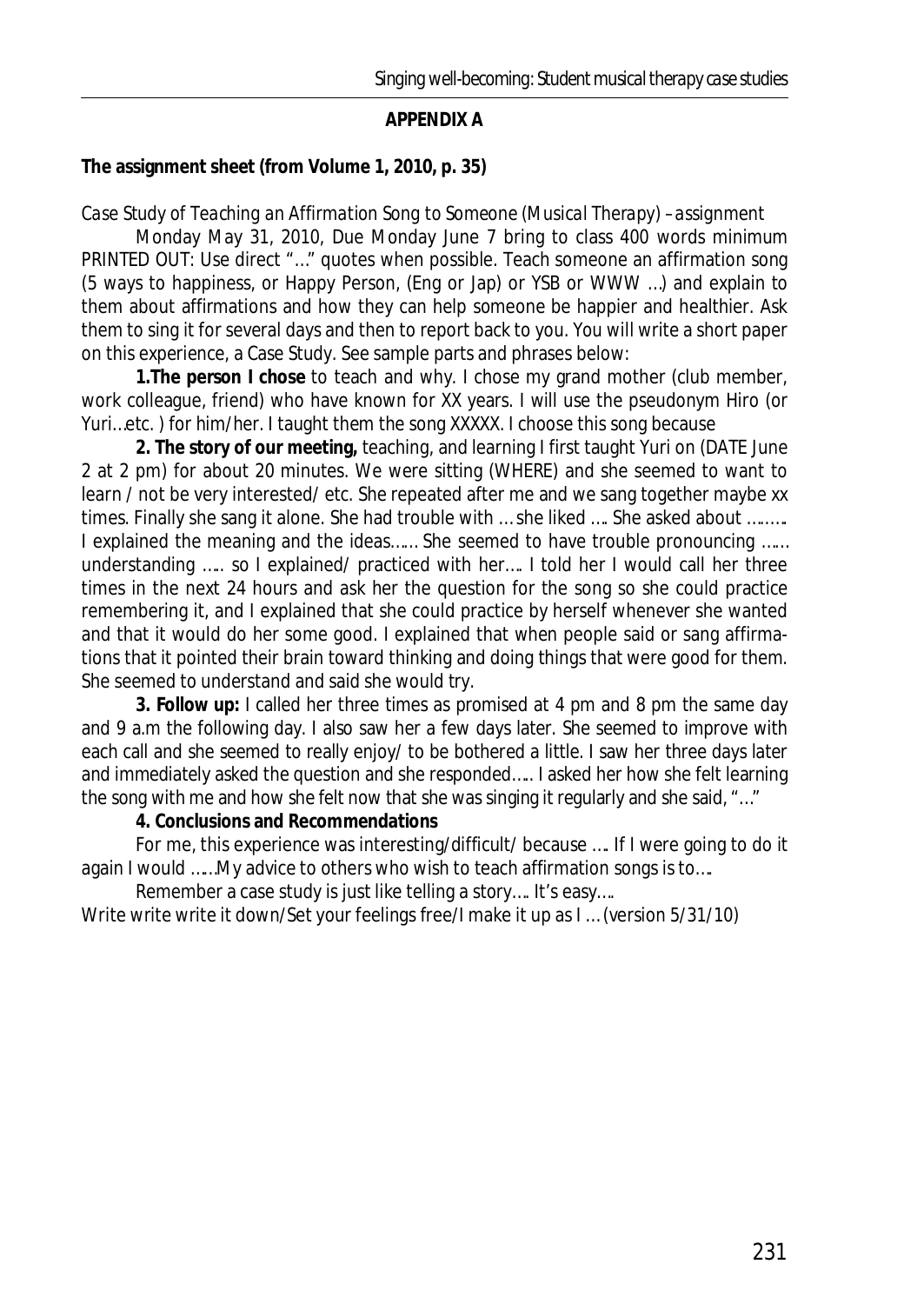## APPENDIX A

**The assignment sheet (from Volume 1, 2010, p. 35)**

*Case Study of Teaching an Affirmation Song to Someone (Musical Therapy) –assignment*

Monday May 31, 2010, Due Monday June 7 bring to class 400 words minimum PRINTED OUT: Use direct "…" quotes when possible. Teach someone an affirmation song (5 ways to happiness, or Happy Person, (Eng or Jap) or YSB or WWW …) and explain to them about affirmations and how they can help someone be happier and healthier. Ask them to sing it for several days and then to report back to you. You will write a short paper on this experience, a Case Study. See sample parts and phrases below:

**1.The person I chose** to teach and why. I chose my grand mother (club member, work colleague, friend) who have known for XX years. I will use the pseudonym Hiro (or Yuri…etc. ) for him/her. I taught them the song XXXXX. I choose this song because

**2. The story of our meeting,** teaching, and learning I first taught Yuri on (DATE June 2 at 2 pm) for about 20 minutes. We were sitting (WHERE) and she seemed to want to learn / not be very interested/ etc. She repeated after me and we sang together maybe xx times. Finally she sang it alone. She had trouble with … she liked …. She asked about ……… I explained the meaning and the ideas…… She seemed to have trouble pronouncing …… understanding ….. so I explained/ practiced with her…. I told her I would call her three times in the next 24 hours and ask her the question for the song so she could practice remembering it, and I explained that she could practice by herself whenever she wanted and that it would do her some good. I explained that when people said or sang affirmations that it pointed their brain toward thinking and doing things that were good for them. She seemed to understand and said she would try.

**3. Follow up:** I called her three times as promised at 4 pm and 8 pm the same day and 9 a.m the following day. I also saw her a few days later. She seemed to improve with each call and she seemed to really enjoy/ to be bothered a little. I saw her three days later and immediately asked the question and she responded….. I asked her how she felt learning the song with me and how she felt now that she was singing it regularly and she said, "…"

**4. Conclusions and Recommendations**

For me, this experience was interesting/difficult/ because …. If I were going to do it again I would ……My advice to others who wish to teach affirmation songs is to….

Remember a case study is just like telling a story…. It's easy….

Write write write it down/Set your feelings free/I make it up as I … (version 5/31/10)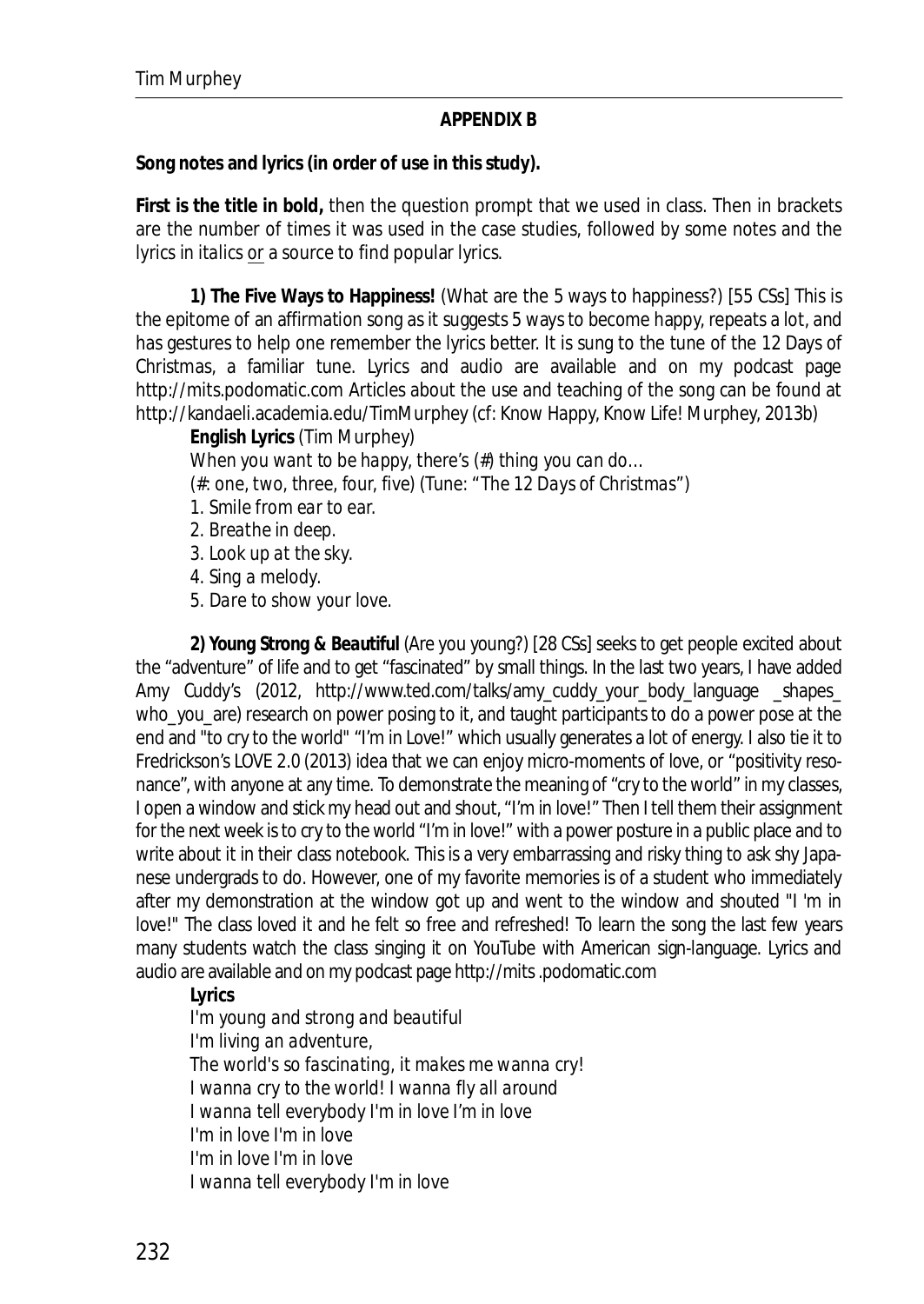**APPENDIX B**

**Song notes and lyrics (in order of use in this study).**

**First is the title in bold,** then the question prompt that we used in class. Then in brackets are the number of times it was used in the case studies, followed by some notes and the lyrics in *italics* or a source to find popular lyrics.

**1) The Five Ways to Happiness!** (What are the 5 ways to happiness?) [55 CSs] This is the epitome of an affirmation song as it suggests 5 ways to become happy, repeats a lot, and has gestures to help one remember the lyrics better. It is sung to the tune of the 12 Days of Christmas, a familiar tune. Lyrics and audio are available and on my podcast page http://mits.podomatic.com Articles about the use and teaching of the song can be found at http://kandaeli.academia.edu/TimMurphey (cf: Know Happy, Know Life! Murphey, 2013b)

**English Lyrics** (Tim Murphey)

*When you want to be happy, there's (#) thing you can do…*

*(#: one, two, three, four, five) (Tune: "The 12 Days of Christmas")*

1. *Smile from ear to ear.*
2. *Breathe in deep.*
3. *Look up at the sky.*
4. *Sing a melody.*
5. *Dare to show your love.*

**2) *Young Strong & Beautiful*** (Are you young?) [28 CSs] seeks to get people excited about the "adventure" of life and to get "fascinated" by small things. In the last two years, I have added Amy Cuddy's (2012, http://www.ted.com/talks/amy_cuddy_your_body_language _shapes_ who_you_are) research on power posing to it, and taught participants to do a power pose at the end and "to cry to the world" "I'm in Love!" which usually generates a lot of energy. I also tie it to Fredrickson's LOVE 2.0 (2013) idea that we can enjoy micro-moments of love, or "positivity resonance", with anyone at any time. To demonstrate the meaning of "cry to the world" in my classes, I open a window and stick my head out and shout, "I'm in love!" Then I tell them their assignment for the next week is to cry to the world "I'm in love!" with a power posture in a public place and to write about it in their class notebook. This is a very embarrassing and risky thing to ask shy Japanese undergrads to do. However, one of my favorite memories is of a student who immediately after my demonstration at the window got up and went to the window and shouted "I 'm in love!" The class loved it and he felt so free and refreshed! To learn the song the last few years many students watch the class singing it on YouTube with American sign-language. Lyrics and audio are available and on my podcast page http://mits .podomatic.com

**Lyrics**

*I'm young and strong and beautiful*
*I'm living an adventure,*
*The world's so fascinating, it makes me wanna cry!*
*I wanna cry to the world! I wanna fly all around*
*I wanna tell everybody I'm in love I'm in love*
*I'm in love I'm in love*
*I'm in love I'm in love*
*I wanna tell everybody I'm in love*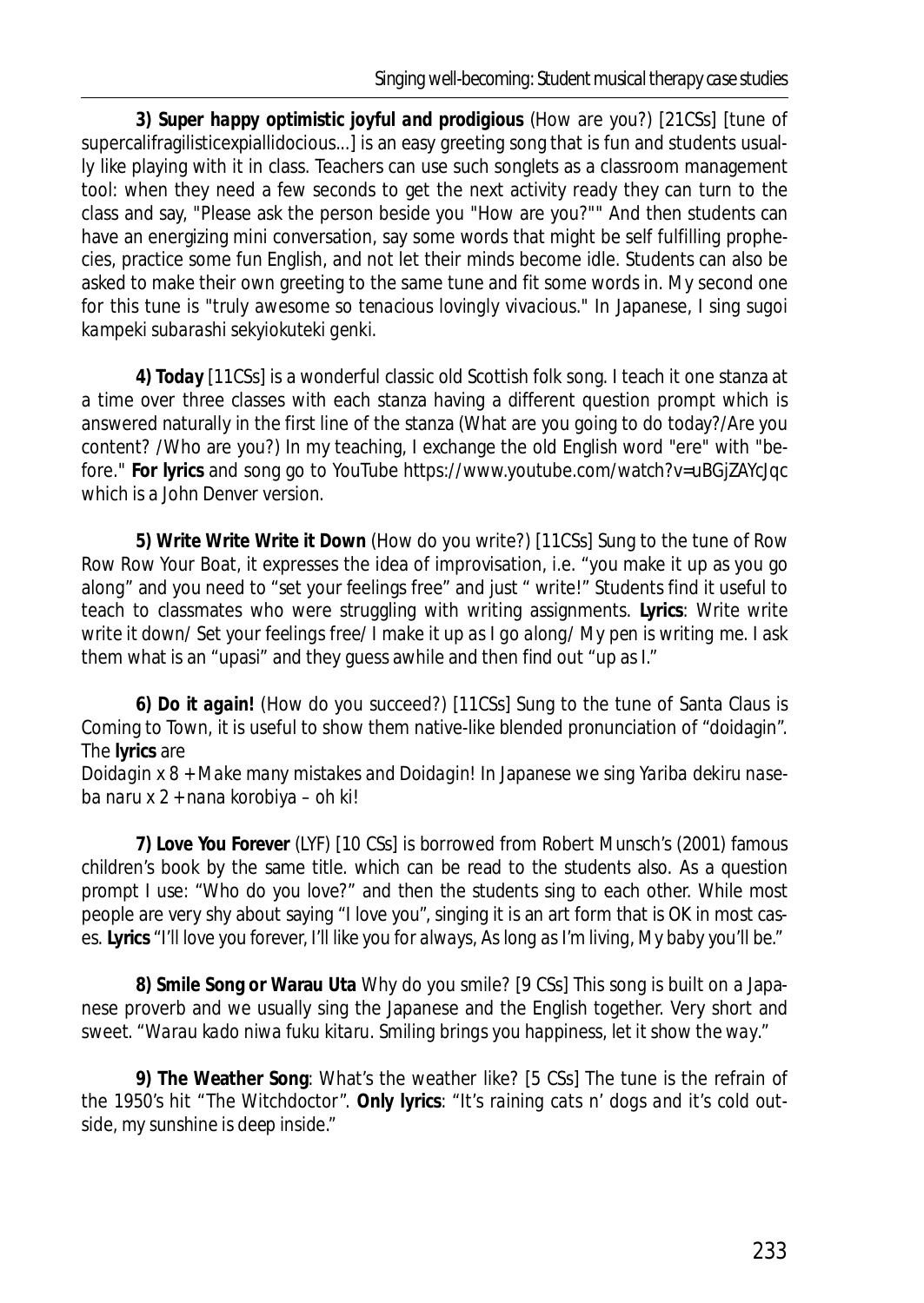**3) Super happy optimistic joyful and prodigious** (How are you?) [21CSs] [tune of supercalifragilisticexpiallidocious...] is an easy greeting song that is fun and students usually like playing with it in class. Teachers can use such songlets as a classroom management tool: when they need a few seconds to get the next activity ready they can turn to the class and say, "Please ask the person beside you "How are you?"" And then students can have an energizing mini conversation, say some words that might be self fulfilling prophecies, practice some fun English, and not let their minds become idle. Students can also be asked to make their own greeting to the same tune and fit some words in. My second one for this tune is "*truly awesome so tenacious lovingly vivacious*." In Japanese, I sing *sugoi kampeki subarashi sekyiokuteki genki*.

**4) Today** [11CSs] is a wonderful classic old Scottish folk song. I teach it one stanza at a time over three classes with each stanza having a different question prompt which is answered naturally in the first line of the stanza (What are you going to do today?/Are you content? /Who are you?) In my teaching, I exchange the old English word "ere" with "before." **For lyrics** and song go to YouTube https://www.youtube.com/watch?v=uBGjZAYcJqc which is a John Denver version.

**5) Write Write Write it Down** (How do you write?) [11CSs] Sung to the tune of Row Row Row Your Boat, it expresses the idea of improvisation, i.e. "you make it up as you go along" and you need to "set your feelings free" and just " write!" Students find it useful to teach to classmates who were struggling with writing assignments. **Lyrics**: *Write write write it down/ Set your feelings free/ I make it up as I go along/ My pen is writing me.* I ask them what is an "upasi" and they guess awhile and then find out "up as I."

**6) Do it again!** (How do you succeed?) [11CSs] Sung to the tune of Santa Claus is Coming to Town, it is useful to show them native-like blended pronunciation of "doidagin". The **lyrics** are

*Doidagin x 8 + Make many mistakes and Doidagin!* In Japanese we sing *Yariba dekiru naseba naru x 2 + nana korobiya – oh ki!*

**7) Love You Forever** (LYF) [10 CSs] is borrowed from Robert Munsch's (2001) famous children's book by the same title. which can be read to the students also. As a question prompt I use: "Who do you love?" and then the students sing to each other. While most people are very shy about saying "I love you", singing it is an art form that is OK in most cases. **Lyrics** "*I'll love you forever, I'll like you for always, As long as I'm living, My baby you'll be.*"

**8) Smile Song or Warau Uta** Why do you smile? [9 CSs] This song is built on a Japanese proverb and we usually sing the Japanese and the English together. Very short and sweet. "*Warau kado niwa fuku kitaru. Smiling brings you happiness, let it show the way.*"

**9) The Weather Song**: What's the weather like? [5 CSs] The tune is the refrain of the 1950's hit "The Witchdoctor". **Only lyrics**: "*It's raining cats n' dogs and it's cold outside, my sunshine is deep inside.*"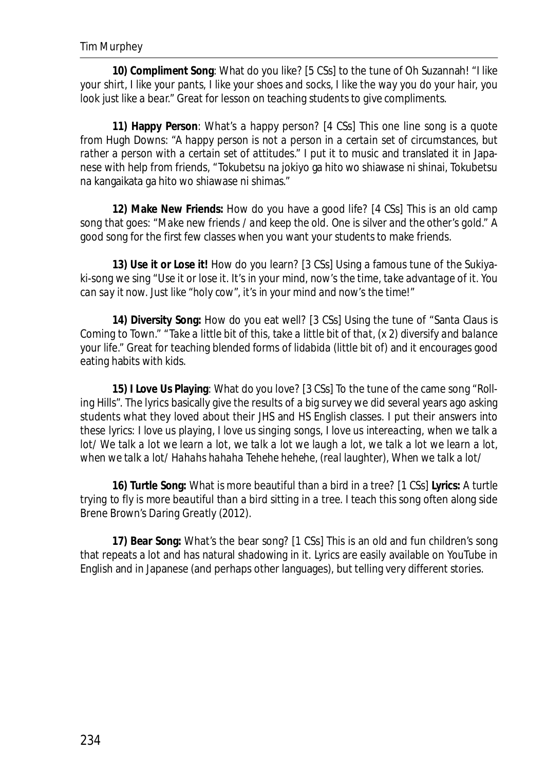**10) Compliment Song**: What do you like? [5 CSs] to the tune of Oh Suzannah! "*I like your shirt, I like your pants, I like your shoes and socks, I like the way you do your hair, you look just like a bear.*" Great for lesson on teaching students to give compliments.

**11) Happy Person**: What's a happy person? [4 CSs] This one line song is a quote from Hugh Downs: "*A happy person is not a person in a certain set of circumstances, but rather a person with a certain set of attitudes.*" I put it to music and translated it in Japanese with help from friends, "Tokubetsu na jokiyo ga hito wo shiawase ni shinai, Tokubetsu na kangaikata ga hito wo shiawase ni shimas."

**12) Make New Friends:** How do you have a good life? [4 CSs] This is an old camp song that goes: "*Make new friends / and keep the old. One is silver and the other's gold.*" A good song for the first few classes when you want your students to make friends.

**13) Use it or Lose it!** How do you learn? [3 CSs] Using a famous tune of the Sukiyaki-song we sing "*Use it or lose it. It's in your mind, now's the time, take advantage of it. You can say it now. Just like "holy cow", it's in your mind and now's the time!*"

**14) Diversity Song:** How do you eat well? [3 CSs] Using the tune of "Santa Claus is Coming to Town." "*Take a little bit of this, take a little bit of that, (x 2) diversify and balance your life.*" Great for teaching blended forms of *lidabida* (little bit of) and it encourages good eating habits with kids.

**15) I Love Us Playing**: What do you love? [3 CSs] To the tune of the came song "Rolling Hills". The lyrics basically give the results of a big survey we did several years ago asking students what they loved about their JHS and HS English classes. I put their answers into these lyrics: *I love us playing, I love us singing songs, I love us intereacting, when we talk a lot/ We talk a lot we learn a lot, we talk a lot we laugh a lot, we talk a lot we learn a lot, when we talk a lot/ Hahahs hahaha Tehehe hehehe, (real laughter), When we talk a lot/*

**16) Turtle Song:** What is more beautiful than a bird in a tree? [1 CSs] **Lyrics:** *A turtle trying to fly is more beautiful than a bird sitting in a tree.* I teach this song often along side Brene Brown's *Daring Greatly* (2012).

**17) Bear Song:** What's the bear song? [1 CSs] This is an old and fun children's song that repeats a lot and has natural shadowing in it. Lyrics are easily available on YouTube in English and in Japanese (and perhaps other languages), but telling very different stories.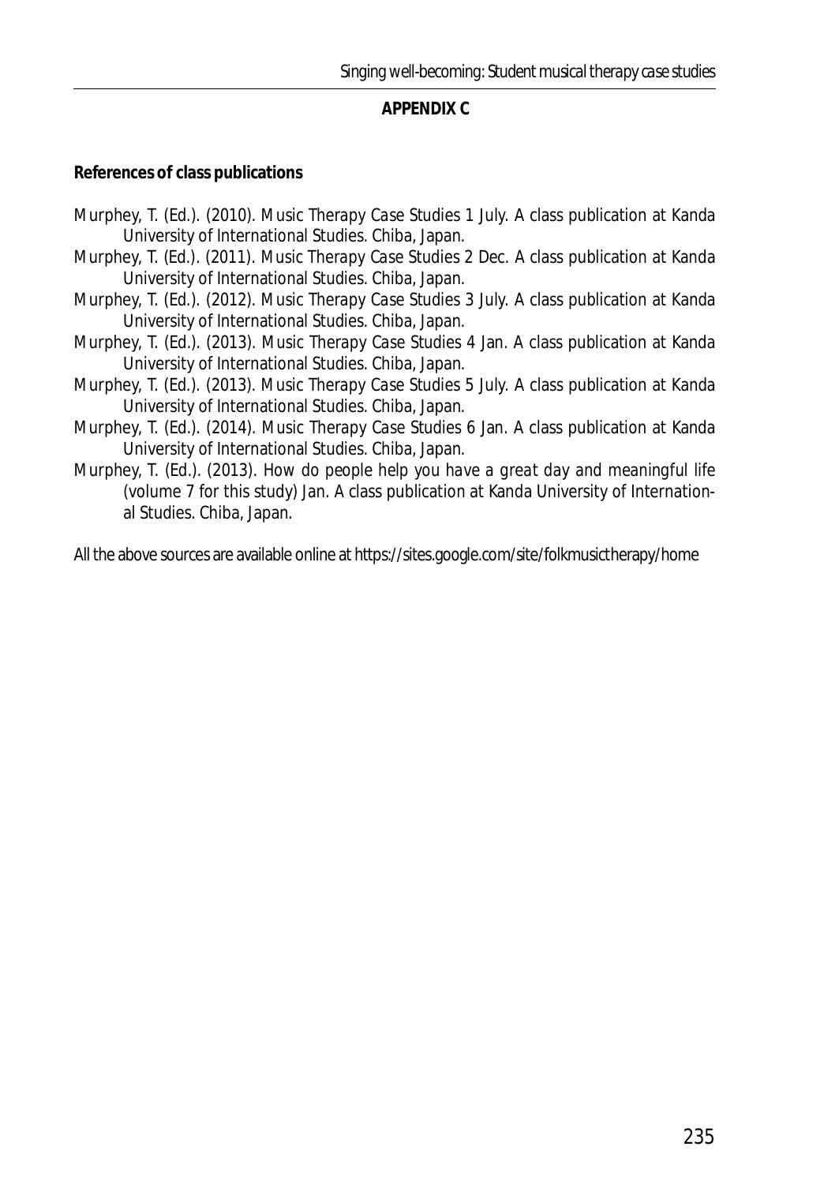## APPENDIX C

**References of class publications**

Murphey, T. (Ed.). (2010). *Music Therapy Case Studies 1* July. A class publication at Kanda University of International Studies. Chiba, Japan.

Murphey, T. (Ed.). (2011). *Music Therapy Case Studies 2* Dec. A class publication at Kanda University of International Studies. Chiba, Japan.

Murphey, T. (Ed.). (2012). *Music Therapy Case Studies 3* July. A class publication at Kanda University of International Studies. Chiba, Japan.

Murphey, T. (Ed.). (2013). *Music Therapy Case Studies 4* Jan. A class publication at Kanda University of International Studies. Chiba, Japan.

Murphey, T. (Ed.). (2013). *Music Therapy Case Studies 5* July. A class publication at Kanda University of International Studies. Chiba, Japan.

Murphey, T. (Ed.). (2014). *Music Therapy Case Studies 6* Jan. A class publication at Kanda University of International Studies. Chiba, Japan.

Murphey, T. (Ed.). (2013). *How do people help you have a great day and meaningful life* (volume 7 for this study) Jan. A class publication at Kanda University of International Studies. Chiba, Japan.

All the above sources are available online at https://sites.google.com/site/folkmusictherapy/home